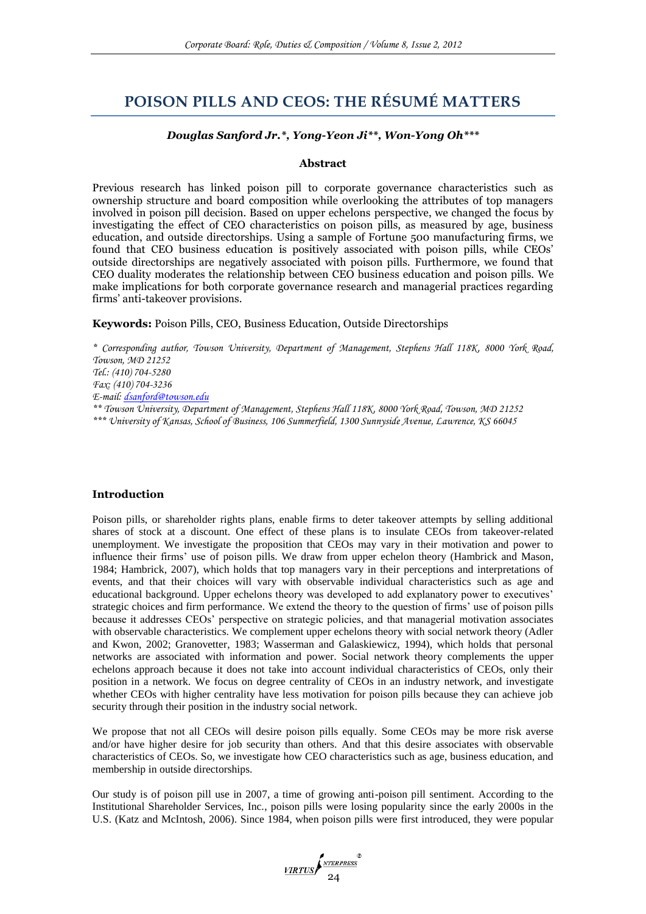# POISON PILLS AND CEOS: THE RÉSUMÉ MATTERS

***Douglas Sanford Jr.\*, Yong-Yeon Ji\*\*, Won-Yong Oh\*\*\****

**Abstract**

Previous research has linked poison pill to corporate governance characteristics such as ownership structure and board composition while overlooking the attributes of top managers involved in poison pill decision. Based on upper echelons perspective, we changed the focus by investigating the effect of CEO characteristics on poison pills, as measured by age, business education, and outside directorships. Using a sample of Fortune 500 manufacturing firms, we found that CEO business education is positively associated with poison pills, while CEOs' outside directorships are negatively associated with poison pills. Furthermore, we found that CEO duality moderates the relationship between CEO business education and poison pills. We make implications for both corporate governance research and managerial practices regarding firms' anti-takeover provisions.

**Keywords:** Poison Pills, CEO, Business Education, Outside Directorships

*\* Corresponding author, Towson University, Department of Management, Stephens Hall 118K, 8000 York Road, Towson, MD 21252*
*Tel.: (410) 704-5280*
*Fax: (410) 704-3236*
*E-mail: dsanford@towson.edu*
*\*\* Towson University, Department of Management, Stephens Hall 118K, 8000 York Road, Towson, MD 21252*
*\*\*\* University of Kansas, School of Business, 106 Summerfield, 1300 Sunnyside Avenue, Lawrence, KS 66045*

## Introduction

Poison pills, or shareholder rights plans, enable firms to deter takeover attempts by selling additional shares of stock at a discount. One effect of these plans is to insulate CEOs from takeover-related unemployment. We investigate the proposition that CEOs may vary in their motivation and power to influence their firms' use of poison pills. We draw from upper echelon theory (Hambrick and Mason, 1984; Hambrick, 2007), which holds that top managers vary in their perceptions and interpretations of events, and that their choices will vary with observable individual characteristics such as age and educational background. Upper echelons theory was developed to add explanatory power to executives' strategic choices and firm performance. We extend the theory to the question of firms' use of poison pills because it addresses CEOs' perspective on strategic policies, and that managerial motivation associates with observable characteristics. We complement upper echelons theory with social network theory (Adler and Kwon, 2002; Granovetter, 1983; Wasserman and Galaskiewicz, 1994), which holds that personal networks are associated with information and power. Social network theory complements the upper echelons approach because it does not take into account individual characteristics of CEOs, only their position in a network. We focus on degree centrality of CEOs in an industry network, and investigate whether CEOs with higher centrality have less motivation for poison pills because they can achieve job security through their position in the industry social network.

We propose that not all CEOs will desire poison pills equally. Some CEOs may be more risk averse and/or have higher desire for job security than others. And that this desire associates with observable characteristics of CEOs. So, we investigate how CEO characteristics such as age, business education, and membership in outside directorships.

Our study is of poison pill use in 2007, a time of growing anti-poison pill sentiment. According to the Institutional Shareholder Services, Inc., poison pills were losing popularity since the early 2000s in the U.S. (Katz and McIntosh, 2006). Since 1984, when poison pills were first introduced, they were popular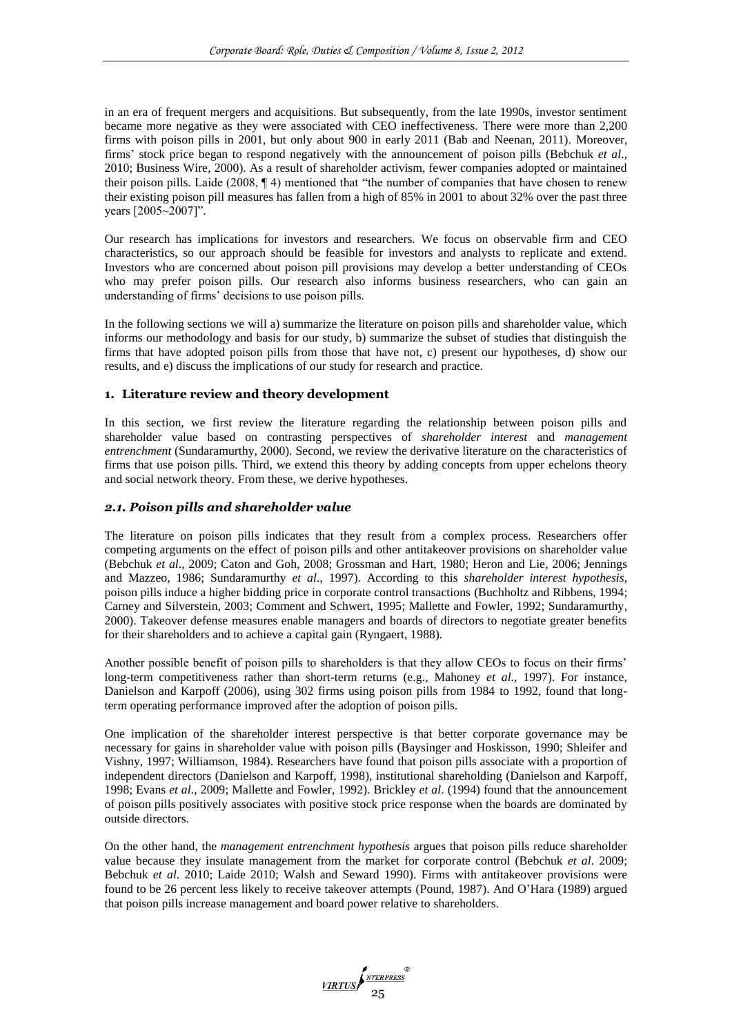in an era of frequent mergers and acquisitions. But subsequently, from the late 1990s, investor sentiment became more negative as they were associated with CEO ineffectiveness. There were more than 2,200 firms with poison pills in 2001, but only about 900 in early 2011 (Bab and Neenan, 2011). Moreover, firms' stock price began to respond negatively with the announcement of poison pills (Bebchuk *et al*., 2010; Business Wire, 2000). As a result of shareholder activism, fewer companies adopted or maintained their poison pills. Laide (2008, ¶ 4) mentioned that "the number of companies that have chosen to renew their existing poison pill measures has fallen from a high of 85% in 2001 to about 32% over the past three years [2005~2007]".

Our research has implications for investors and researchers. We focus on observable firm and CEO characteristics, so our approach should be feasible for investors and analysts to replicate and extend. Investors who are concerned about poison pill provisions may develop a better understanding of CEOs who may prefer poison pills. Our research also informs business researchers, who can gain an understanding of firms' decisions to use poison pills.

In the following sections we will a) summarize the literature on poison pills and shareholder value, which informs our methodology and basis for our study, b) summarize the subset of studies that distinguish the firms that have adopted poison pills from those that have not, c) present our hypotheses, d) show our results, and e) discuss the implications of our study for research and practice.

## 1. Literature review and theory development

In this section, we first review the literature regarding the relationship between poison pills and shareholder value based on contrasting perspectives of *shareholder interest* and *management entrenchment* (Sundaramurthy, 2000). Second, we review the derivative literature on the characteristics of firms that use poison pills. Third, we extend this theory by adding concepts from upper echelons theory and social network theory. From these, we derive hypotheses.

### 2.1. Poison pills and shareholder value

The literature on poison pills indicates that they result from a complex process. Researchers offer competing arguments on the effect of poison pills and other antitakeover provisions on shareholder value (Bebchuk *et al*., 2009; Caton and Goh, 2008; Grossman and Hart, 1980; Heron and Lie, 2006; Jennings and Mazzeo, 1986; Sundaramurthy *et al*., 1997). According to this *shareholder interest hypothesis*, poison pills induce a higher bidding price in corporate control transactions (Buchholtz and Ribbens, 1994; Carney and Silverstein, 2003; Comment and Schwert, 1995; Mallette and Fowler, 1992; Sundaramurthy, 2000). Takeover defense measures enable managers and boards of directors to negotiate greater benefits for their shareholders and to achieve a capital gain (Ryngaert, 1988).

Another possible benefit of poison pills to shareholders is that they allow CEOs to focus on their firms' long-term competitiveness rather than short-term returns (e.g., Mahoney *et al*., 1997). For instance, Danielson and Karpoff (2006), using 302 firms using poison pills from 1984 to 1992, found that long-term operating performance improved after the adoption of poison pills.

One implication of the shareholder interest perspective is that better corporate governance may be necessary for gains in shareholder value with poison pills (Baysinger and Hoskisson, 1990; Shleifer and Vishny, 1997; Williamson, 1984). Researchers have found that poison pills associate with a proportion of independent directors (Danielson and Karpoff, 1998), institutional shareholding (Danielson and Karpoff, 1998; Evans *et al*., 2009; Mallette and Fowler, 1992). Brickley *et al*. (1994) found that the announcement of poison pills positively associates with positive stock price response when the boards are dominated by outside directors.

On the other hand, the *management entrenchment hypothesis* argues that poison pills reduce shareholder value because they insulate management from the market for corporate control (Bebchuk *et al*. 2009; Bebchuk *et al*. 2010; Laide 2010; Walsh and Seward 1990). Firms with antitakeover provisions were found to be 26 percent less likely to receive takeover attempts (Pound, 1987). And O'Hara (1989) argued that poison pills increase management and board power relative to shareholders.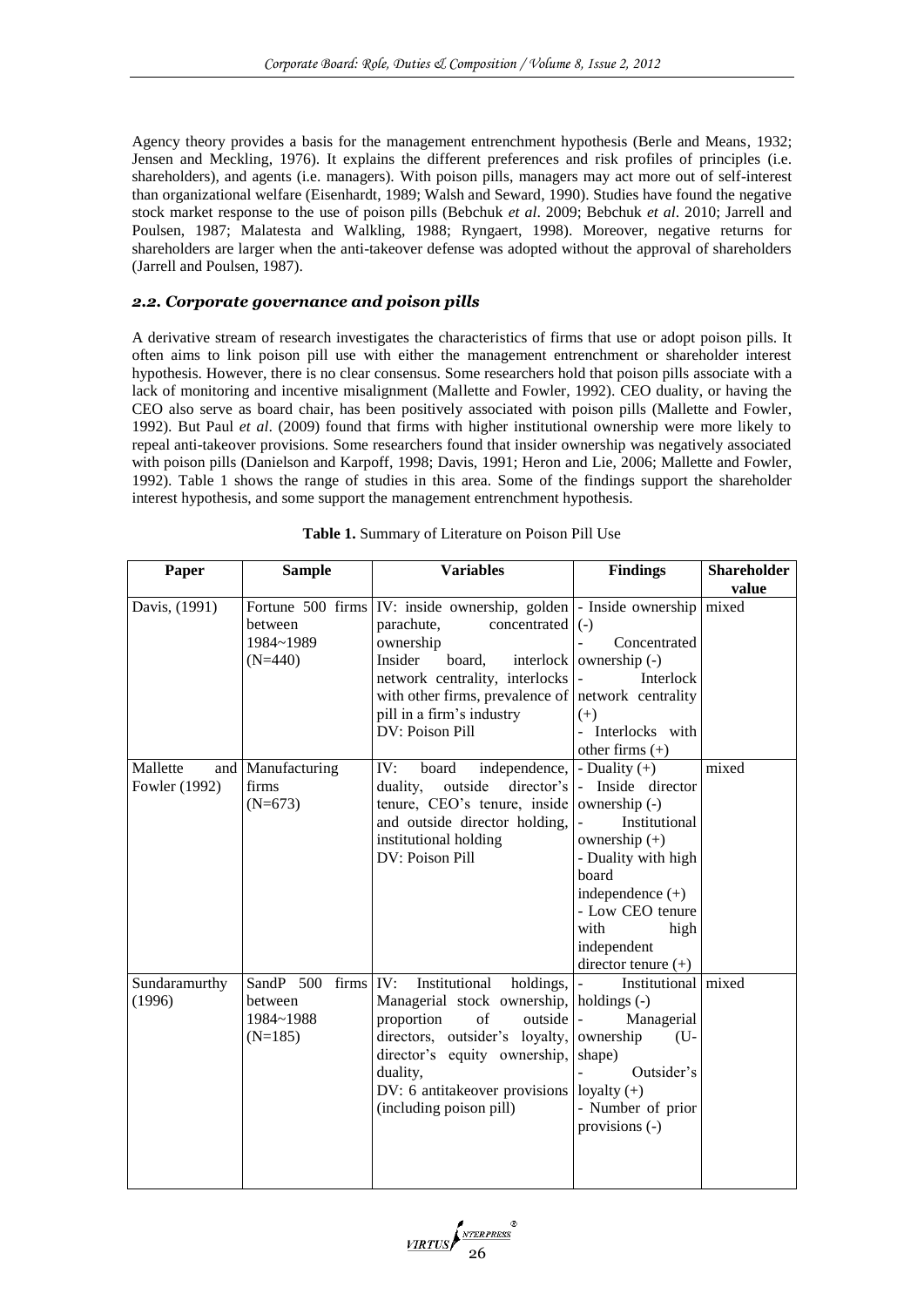Agency theory provides a basis for the management entrenchment hypothesis (Berle and Means, 1932; Jensen and Meckling, 1976). It explains the different preferences and risk profiles of principles (i.e. shareholders), and agents (i.e. managers). With poison pills, managers may act more out of self-interest than organizational welfare (Eisenhardt, 1989; Walsh and Seward, 1990). Studies have found the negative stock market response to the use of poison pills (Bebchuk *et al*. 2009; Bebchuk *et al*. 2010; Jarrell and Poulsen, 1987; Malatesta and Walkling, 1988; Ryngaert, 1998). Moreover, negative returns for shareholders are larger when the anti-takeover defense was adopted without the approval of shareholders (Jarrell and Poulsen, 1987).

## *2.2. Corporate governance and poison pills*

A derivative stream of research investigates the characteristics of firms that use or adopt poison pills. It often aims to link poison pill use with either the management entrenchment or shareholder interest hypothesis. However, there is no clear consensus. Some researchers hold that poison pills associate with a lack of monitoring and incentive misalignment (Mallette and Fowler, 1992). CEO duality, or having the CEO also serve as board chair, has been positively associated with poison pills (Mallette and Fowler, 1992). But Paul *et al*. (2009) found that firms with higher institutional ownership were more likely to repeal anti-takeover provisions. Some researchers found that insider ownership was negatively associated with poison pills (Danielson and Karpoff, 1998; Davis, 1991; Heron and Lie, 2006; Mallette and Fowler, 1992). Table 1 shows the range of studies in this area. Some of the findings support the shareholder interest hypothesis, and some support the management entrenchment hypothesis.

**Table 1.** Summary of Literature on Poison Pill Use

| Paper | Sample | Variables | Findings | Shareholder value |
|---|---|---|---|---|
| Davis, (1991) | Fortune 500 firms between 1984~1989 (N=440) | IV: inside ownership, golden parachute, concentrated ownership<br>Insider board, interlock network centrality, interlocks with other firms, prevalence of pill in a firm's industry<br>DV: Poison Pill | - Inside ownership (-)<br>- Concentrated ownership (-)<br>- Interlock network centrality (+)<br>- Interlocks with other firms (+) | mixed |
| Mallette and Fowler (1992) | Manufacturing firms (N=673) | IV: board independence, duality, outside director's tenure, CEO's tenure, inside and outside director holding, institutional holding<br>DV: Poison Pill | - Duality (+)<br>- Inside director ownership (-)<br>- Institutional ownership (+)<br>- Duality with high board independence (+)<br>- Low CEO tenure with high independent director tenure (+) | mixed |
| Sundaramurthy (1996) | SandP 500 firms between 1984~1988 (N=185) | IV: Institutional holdings, Managerial stock ownership, proportion of outside directors, outsider's loyalty, director's equity ownership, duality,<br>DV: 6 antitakeover provisions (including poison pill) | - Institutional holdings (-)<br>- Managerial ownership (U-shape)<br>- Outsider's loyalty (+)<br>- Number of prior provisions (-) | mixed |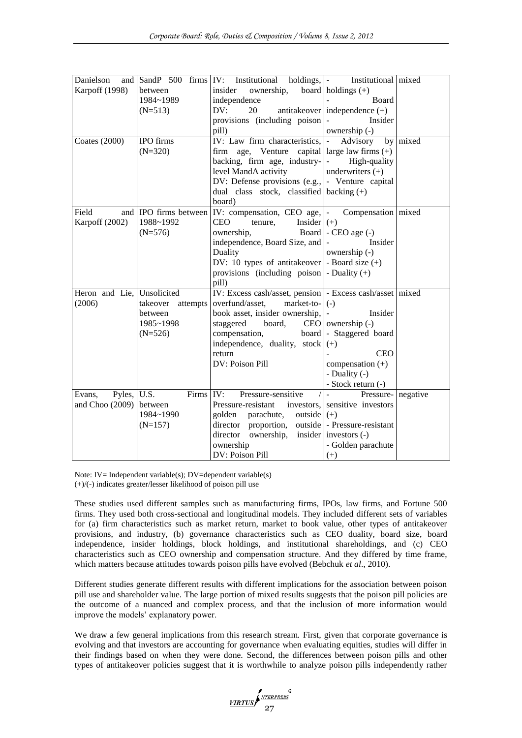| Danielson and Karpoff (1998) | SandP 500 firms between 1984~1989 (N=513) | IV: Institutional holdings, insider ownership, board independence<br>DV: 20 antitakeover provisions (including poison pill) | - Institutional holdings (+)<br>- Board independence (+)<br>- Insider ownership (-) | mixed |
|---|---|---|---|---|
| Coates (2000) | IPO firms (N=320) | IV: Law firm characteristics, firm age, Venture capital backing, firm age, industry-level MandA activity<br>DV: Defense provisions (e.g., dual class stock, classified board) | - Advisory by large law firms (+)<br>- High-quality underwriters (+)<br>- Venture capital backing (+) | mixed |
| Field and Karpoff (2002) | IPO firms between 1988~1992 (N=576) | IV: compensation, CEO age, CEO tenure, Insider ownership, Board independence, Board Size, and Duality<br>DV: 10 types of antitakeover provisions (including poison pill) | - Compensation (+)<br>- CEO age (-)<br>- Insider ownership (-)<br>- Board size (+)<br>- Duality (+) | mixed |
| Heron and Lie, (2006) | Unsolicited takeover attempts between 1985~1998 (N=526) | IV: Excess cash/asset, pension overfund/asset, market-to-book asset, insider ownership, staggered board, CEO compensation, board independence, duality, stock return<br>DV: Poison Pill | - Excess cash/asset (-)<br>- Insider ownership (-)<br>- Staggered board (+)<br>- CEO compensation (+)<br>- Duality (-)<br>- Stock return (-) | mixed |
| Evans, Pyles, and Choo (2009) | U.S. Firms between 1984~1990 (N=157) | IV: Pressure-sensitive / Pressure-resistant investors, golden parachute, outside director proportion, outside director ownership, insider ownership<br>DV: Poison Pill | - Pressure-sensitive investors (+)<br>- Pressure-resistant investors (-)<br>- Golden parachute (+) | negative |

Note: IV= Independent variable(s); DV=dependent variable(s)
(+)/(-) indicates greater/lesser likelihood of poison pill use

These studies used different samples such as manufacturing firms, IPOs, law firms, and Fortune 500 firms. They used both cross-sectional and longitudinal models. They included different sets of variables for (a) firm characteristics such as market return, market to book value, other types of antitakeover provisions, and industry, (b) governance characteristics such as CEO duality, board size, board independence, insider holdings, block holdings, and institutional shareholdings, and (c) CEO characteristics such as CEO ownership and compensation structure. And they differed by time frame, which matters because attitudes towards poison pills have evolved (Bebchuk *et al*., 2010).

Different studies generate different results with different implications for the association between poison pill use and shareholder value. The large portion of mixed results suggests that the poison pill policies are the outcome of a nuanced and complex process, and that the inclusion of more information would improve the models' explanatory power.

We draw a few general implications from this research stream. First, given that corporate governance is evolving and that investors are accounting for governance when evaluating equities, studies will differ in their findings based on when they were done. Second, the differences between poison pills and other types of antitakeover policies suggest that it is worthwhile to analyze poison pills independently rather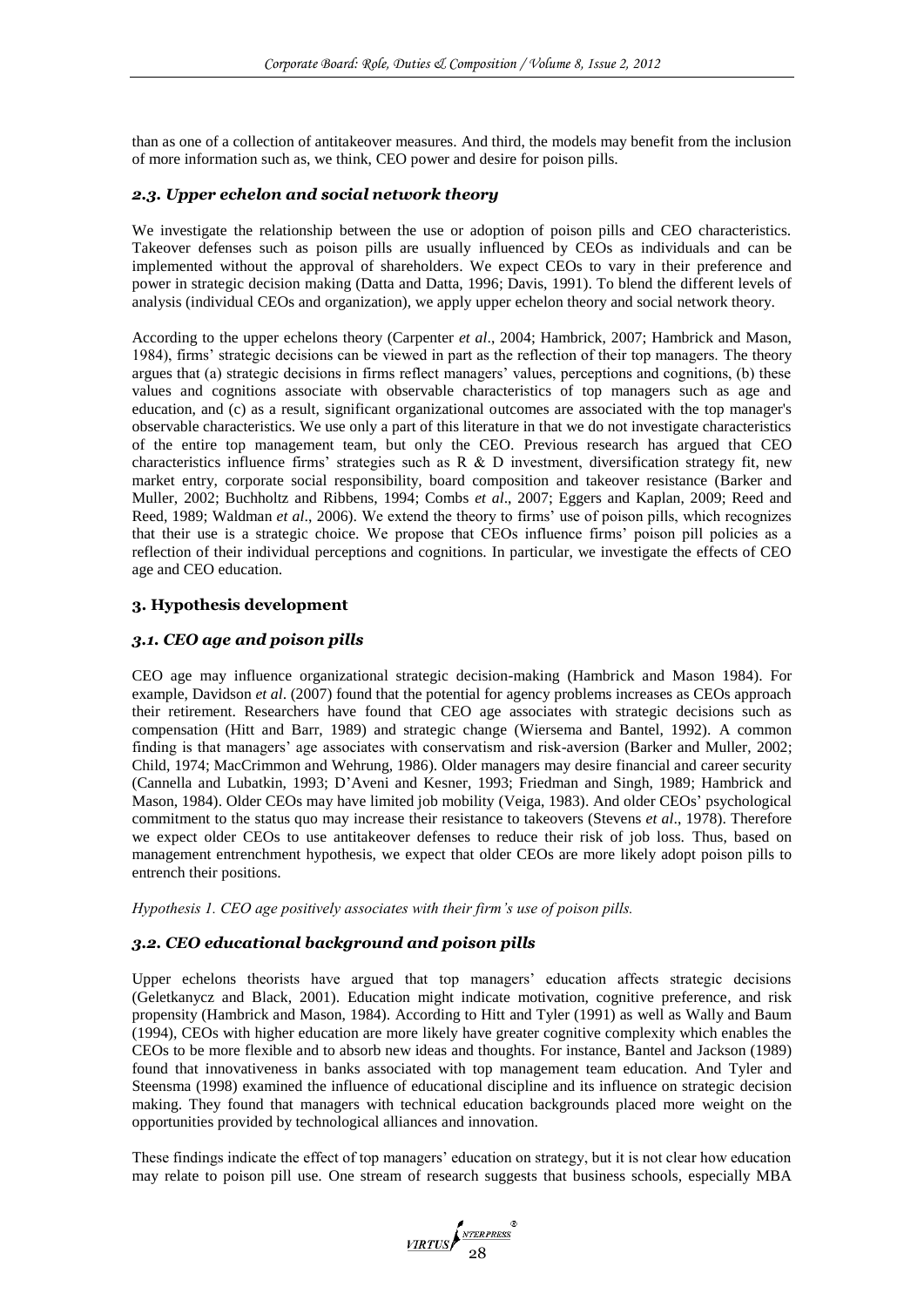than as one of a collection of antitakeover measures. And third, the models may benefit from the inclusion of more information such as, we think, CEO power and desire for poison pills.

### *2.3. Upper echelon and social network theory*

We investigate the relationship between the use or adoption of poison pills and CEO characteristics. Takeover defenses such as poison pills are usually influenced by CEOs as individuals and can be implemented without the approval of shareholders. We expect CEOs to vary in their preference and power in strategic decision making (Datta and Datta, 1996; Davis, 1991). To blend the different levels of analysis (individual CEOs and organization), we apply upper echelon theory and social network theory.

According to the upper echelons theory (Carpenter *et al*., 2004; Hambrick, 2007; Hambrick and Mason, 1984), firms' strategic decisions can be viewed in part as the reflection of their top managers. The theory argues that (a) strategic decisions in firms reflect managers' values, perceptions and cognitions, (b) these values and cognitions associate with observable characteristics of top managers such as age and education, and (c) as a result, significant organizational outcomes are associated with the top manager's observable characteristics. We use only a part of this literature in that we do not investigate characteristics of the entire top management team, but only the CEO. Previous research has argued that CEO characteristics influence firms' strategies such as R & D investment, diversification strategy fit, new market entry, corporate social responsibility, board composition and takeover resistance (Barker and Muller, 2002; Buchholtz and Ribbens, 1994; Combs *et al*., 2007; Eggers and Kaplan, 2009; Reed and Reed, 1989; Waldman *et al*., 2006). We extend the theory to firms' use of poison pills, which recognizes that their use is a strategic choice. We propose that CEOs influence firms' poison pill policies as a reflection of their individual perceptions and cognitions. In particular, we investigate the effects of CEO age and CEO education.

## **3. Hypothesis development**

### *3.1. CEO age and poison pills*

CEO age may influence organizational strategic decision-making (Hambrick and Mason 1984). For example, Davidson *et al*. (2007) found that the potential for agency problems increases as CEOs approach their retirement. Researchers have found that CEO age associates with strategic decisions such as compensation (Hitt and Barr, 1989) and strategic change (Wiersema and Bantel, 1992). A common finding is that managers' age associates with conservatism and risk-aversion (Barker and Muller, 2002; Child, 1974; MacCrimmon and Wehrung, 1986). Older managers may desire financial and career security (Cannella and Lubatkin, 1993; D'Aveni and Kesner, 1993; Friedman and Singh, 1989; Hambrick and Mason, 1984). Older CEOs may have limited job mobility (Veiga, 1983). And older CEOs' psychological commitment to the status quo may increase their resistance to takeovers (Stevens *et al*., 1978). Therefore we expect older CEOs to use antitakeover defenses to reduce their risk of job loss. Thus, based on management entrenchment hypothesis, we expect that older CEOs are more likely adopt poison pills to entrench their positions.

*Hypothesis 1. CEO age positively associates with their firm's use of poison pills.*

### *3.2. CEO educational background and poison pills*

Upper echelons theorists have argued that top managers' education affects strategic decisions (Geletkanycz and Black, 2001). Education might indicate motivation, cognitive preference, and risk propensity (Hambrick and Mason, 1984). According to Hitt and Tyler (1991) as well as Wally and Baum (1994), CEOs with higher education are more likely have greater cognitive complexity which enables the CEOs to be more flexible and to absorb new ideas and thoughts. For instance, Bantel and Jackson (1989) found that innovativeness in banks associated with top management team education. And Tyler and Steensma (1998) examined the influence of educational discipline and its influence on strategic decision making. They found that managers with technical education backgrounds placed more weight on the opportunities provided by technological alliances and innovation.

These findings indicate the effect of top managers' education on strategy, but it is not clear how education may relate to poison pill use. One stream of research suggests that business schools, especially MBA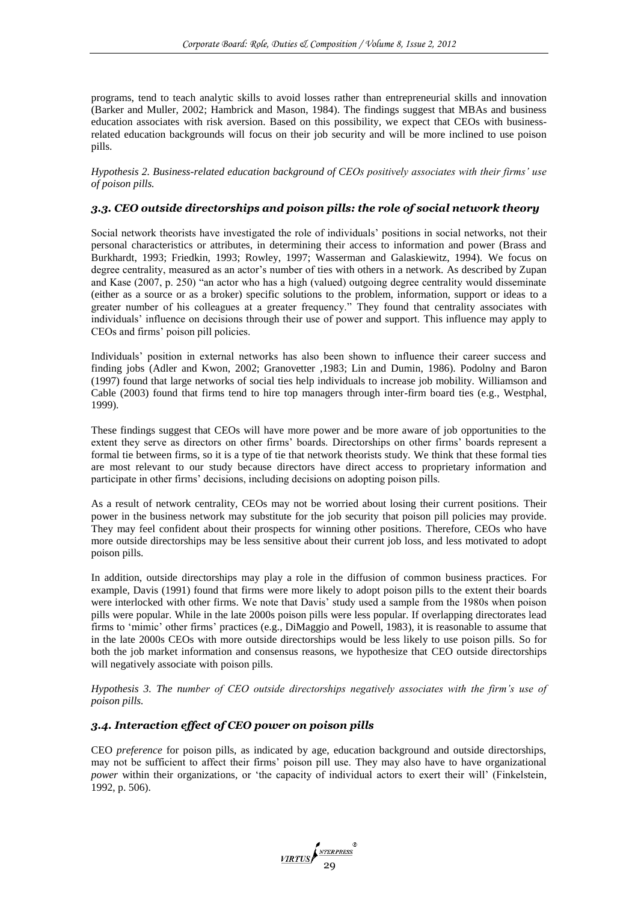programs, tend to teach analytic skills to avoid losses rather than entrepreneurial skills and innovation (Barker and Muller, 2002; Hambrick and Mason, 1984). The findings suggest that MBAs and business education associates with risk aversion. Based on this possibility, we expect that CEOs with business-related education backgrounds will focus on their job security and will be more inclined to use poison pills.

*Hypothesis 2. Business-related education background of CEOs positively associates with their firms' use of poison pills.*

### 3.3. CEO outside directorships and poison pills: the role of social network theory

Social network theorists have investigated the role of individuals' positions in social networks, not their personal characteristics or attributes, in determining their access to information and power (Brass and Burkhardt, 1993; Friedkin, 1993; Rowley, 1997; Wasserman and Galaskiewitz, 1994). We focus on degree centrality, measured as an actor's number of ties with others in a network. As described by Zupan and Kase (2007, p. 250) "an actor who has a high (valued) outgoing degree centrality would disseminate (either as a source or as a broker) specific solutions to the problem, information, support or ideas to a greater number of his colleagues at a greater frequency." They found that centrality associates with individuals' influence on decisions through their use of power and support. This influence may apply to CEOs and firms' poison pill policies.

Individuals' position in external networks has also been shown to influence their career success and finding jobs (Adler and Kwon, 2002; Granovetter ,1983; Lin and Dumin, 1986). Podolny and Baron (1997) found that large networks of social ties help individuals to increase job mobility. Williamson and Cable (2003) found that firms tend to hire top managers through inter-firm board ties (e.g., Westphal, 1999).

These findings suggest that CEOs will have more power and be more aware of job opportunities to the extent they serve as directors on other firms' boards. Directorships on other firms' boards represent a formal tie between firms, so it is a type of tie that network theorists study. We think that these formal ties are most relevant to our study because directors have direct access to proprietary information and participate in other firms' decisions, including decisions on adopting poison pills.

As a result of network centrality, CEOs may not be worried about losing their current positions. Their power in the business network may substitute for the job security that poison pill policies may provide. They may feel confident about their prospects for winning other positions. Therefore, CEOs who have more outside directorships may be less sensitive about their current job loss, and less motivated to adopt poison pills.

In addition, outside directorships may play a role in the diffusion of common business practices. For example, Davis (1991) found that firms were more likely to adopt poison pills to the extent their boards were interlocked with other firms. We note that Davis' study used a sample from the 1980s when poison pills were popular. While in the late 2000s poison pills were less popular. If overlapping directorates lead firms to 'mimic' other firms' practices (e.g., DiMaggio and Powell, 1983), it is reasonable to assume that in the late 2000s CEOs with more outside directorships would be less likely to use poison pills. So for both the job market information and consensus reasons, we hypothesize that CEO outside directorships will negatively associate with poison pills.

*Hypothesis 3. The number of CEO outside directorships negatively associates with the firm's use of poison pills.*

### 3.4. Interaction effect of CEO power on poison pills

CEO *preference* for poison pills, as indicated by age, education background and outside directorships, may not be sufficient to affect their firms' poison pill use. They may also have to have organizational *power* within their organizations, or 'the capacity of individual actors to exert their will' (Finkelstein, 1992, p. 506).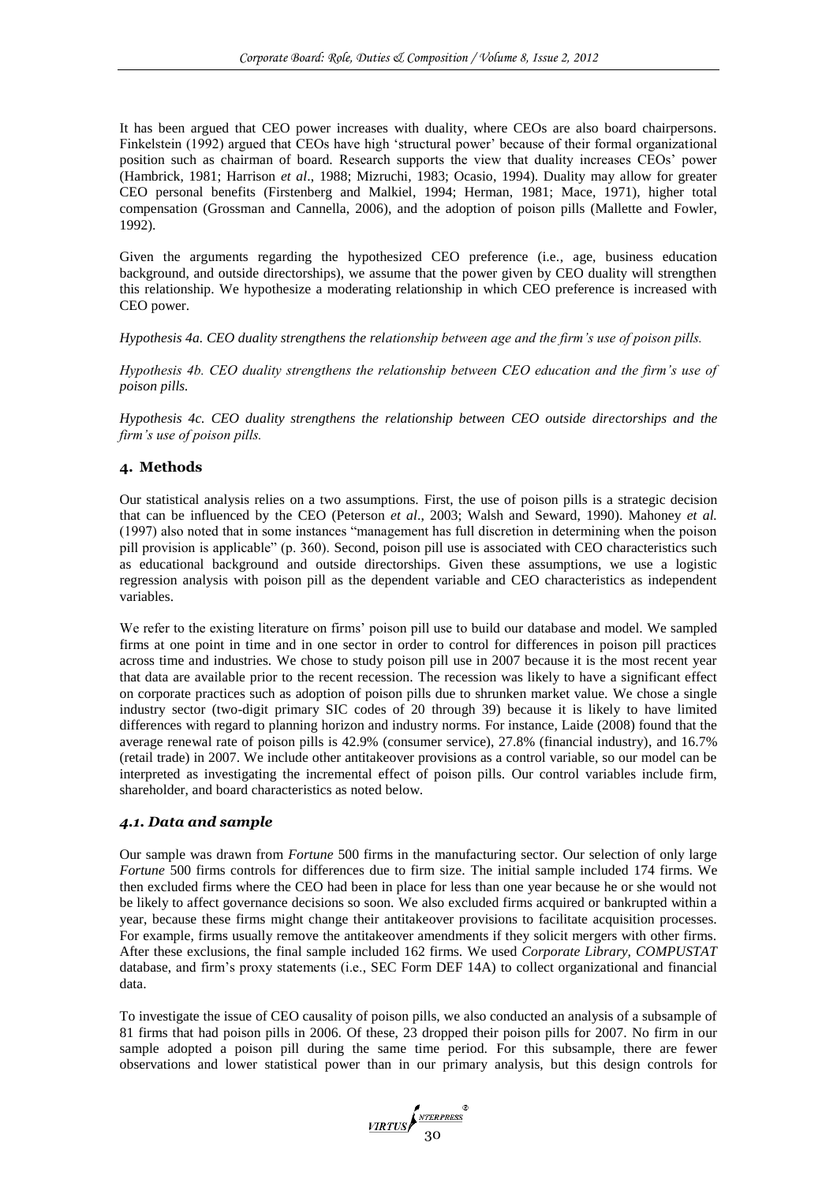It has been argued that CEO power increases with duality, where CEOs are also board chairpersons. Finkelstein (1992) argued that CEOs have high 'structural power' because of their formal organizational position such as chairman of board. Research supports the view that duality increases CEOs' power (Hambrick, 1981; Harrison *et al*., 1988; Mizruchi, 1983; Ocasio, 1994). Duality may allow for greater CEO personal benefits (Firstenberg and Malkiel, 1994; Herman, 1981; Mace, 1971), higher total compensation (Grossman and Cannella, 2006), and the adoption of poison pills (Mallette and Fowler, 1992).

Given the arguments regarding the hypothesized CEO preference (i.e., age, business education background, and outside directorships), we assume that the power given by CEO duality will strengthen this relationship. We hypothesize a moderating relationship in which CEO preference is increased with CEO power.

*Hypothesis 4a. CEO duality strengthens the relationship between age and the firm's use of poison pills.*

*Hypothesis 4b. CEO duality strengthens the relationship between CEO education and the firm's use of poison pills.*

*Hypothesis 4c. CEO duality strengthens the relationship between CEO outside directorships and the firm's use of poison pills.*

## 4. Methods

Our statistical analysis relies on a two assumptions. First, the use of poison pills is a strategic decision that can be influenced by the CEO (Peterson *et al*., 2003; Walsh and Seward, 1990). Mahoney *et al.* (1997) also noted that in some instances "management has full discretion in determining when the poison pill provision is applicable" (p. 360). Second, poison pill use is associated with CEO characteristics such as educational background and outside directorships. Given these assumptions, we use a logistic regression analysis with poison pill as the dependent variable and CEO characteristics as independent variables.

We refer to the existing literature on firms' poison pill use to build our database and model. We sampled firms at one point in time and in one sector in order to control for differences in poison pill practices across time and industries. We chose to study poison pill use in 2007 because it is the most recent year that data are available prior to the recent recession. The recession was likely to have a significant effect on corporate practices such as adoption of poison pills due to shrunken market value. We chose a single industry sector (two-digit primary SIC codes of 20 through 39) because it is likely to have limited differences with regard to planning horizon and industry norms. For instance, Laide (2008) found that the average renewal rate of poison pills is 42.9% (consumer service), 27.8% (financial industry), and 16.7% (retail trade) in 2007. We include other antitakeover provisions as a control variable, so our model can be interpreted as investigating the incremental effect of poison pills. Our control variables include firm, shareholder, and board characteristics as noted below.

### *4.1. Data and sample*

Our sample was drawn from *Fortune* 500 firms in the manufacturing sector. Our selection of only large *Fortune* 500 firms controls for differences due to firm size. The initial sample included 174 firms. We then excluded firms where the CEO had been in place for less than one year because he or she would not be likely to affect governance decisions so soon. We also excluded firms acquired or bankrupted within a year, because these firms might change their antitakeover provisions to facilitate acquisition processes. For example, firms usually remove the antitakeover amendments if they solicit mergers with other firms. After these exclusions, the final sample included 162 firms. We used *Corporate Library*, *COMPUSTAT* database, and firm's proxy statements (i.e., SEC Form DEF 14A) to collect organizational and financial data.

To investigate the issue of CEO causality of poison pills, we also conducted an analysis of a subsample of 81 firms that had poison pills in 2006. Of these, 23 dropped their poison pills for 2007. No firm in our sample adopted a poison pill during the same time period. For this subsample, there are fewer observations and lower statistical power than in our primary analysis, but this design controls for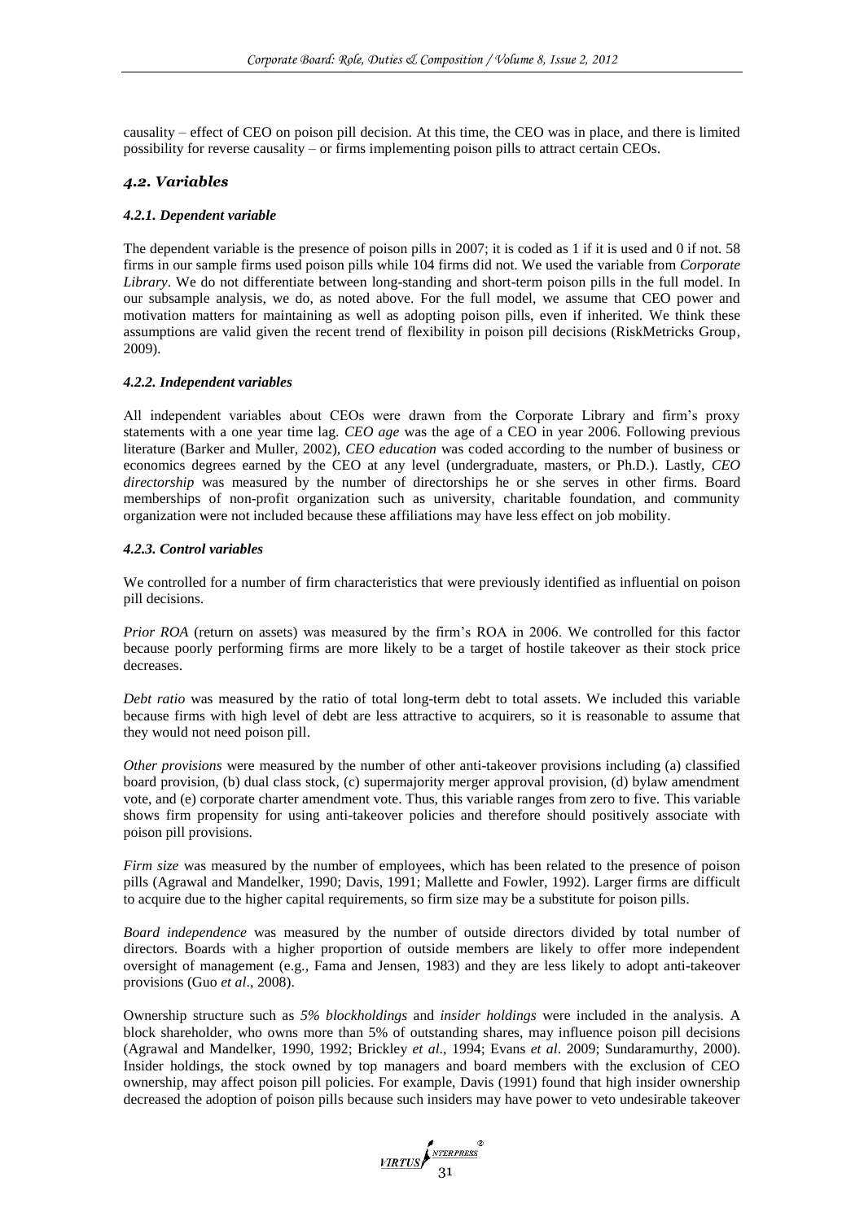causality – effect of CEO on poison pill decision. At this time, the CEO was in place, and there is limited possibility for reverse causality – or firms implementing poison pills to attract certain CEOs.

### *4.2. Variables*

#### *4.2.1. Dependent variable*

The dependent variable is the presence of poison pills in 2007; it is coded as 1 if it is used and 0 if not. 58 firms in our sample firms used poison pills while 104 firms did not. We used the variable from *Corporate Library*. We do not differentiate between long-standing and short-term poison pills in the full model. In our subsample analysis, we do, as noted above. For the full model, we assume that CEO power and motivation matters for maintaining as well as adopting poison pills, even if inherited. We think these assumptions are valid given the recent trend of flexibility in poison pill decisions (RiskMetricks Group, 2009).

#### *4.2.2. Independent variables*

All independent variables about CEOs were drawn from the Corporate Library and firm's proxy statements with a one year time lag. *CEO age* was the age of a CEO in year 2006. Following previous literature (Barker and Muller, 2002), *CEO education* was coded according to the number of business or economics degrees earned by the CEO at any level (undergraduate, masters, or Ph.D.). Lastly, *CEO directorship* was measured by the number of directorships he or she serves in other firms. Board memberships of non-profit organization such as university, charitable foundation, and community organization were not included because these affiliations may have less effect on job mobility.

#### *4.2.3. Control variables*

We controlled for a number of firm characteristics that were previously identified as influential on poison pill decisions.

*Prior ROA* (return on assets) was measured by the firm's ROA in 2006. We controlled for this factor because poorly performing firms are more likely to be a target of hostile takeover as their stock price decreases.

*Debt ratio* was measured by the ratio of total long-term debt to total assets. We included this variable because firms with high level of debt are less attractive to acquirers, so it is reasonable to assume that they would not need poison pill.

*Other provisions* were measured by the number of other anti-takeover provisions including (a) classified board provision, (b) dual class stock, (c) supermajority merger approval provision, (d) bylaw amendment vote, and (e) corporate charter amendment vote. Thus, this variable ranges from zero to five. This variable shows firm propensity for using anti-takeover policies and therefore should positively associate with poison pill provisions.

*Firm size* was measured by the number of employees, which has been related to the presence of poison pills (Agrawal and Mandelker, 1990; Davis, 1991; Mallette and Fowler, 1992). Larger firms are difficult to acquire due to the higher capital requirements, so firm size may be a substitute for poison pills.

*Board independence* was measured by the number of outside directors divided by total number of directors. Boards with a higher proportion of outside members are likely to offer more independent oversight of management (e.g., Fama and Jensen, 1983) and they are less likely to adopt anti-takeover provisions (Guo *et al*., 2008).

Ownership structure such as *5% blockholdings* and *insider holdings* were included in the analysis. A block shareholder, who owns more than 5% of outstanding shares, may influence poison pill decisions (Agrawal and Mandelker, 1990, 1992; Brickley *et al*., 1994; Evans *et al*. 2009; Sundaramurthy, 2000). Insider holdings, the stock owned by top managers and board members with the exclusion of CEO ownership, may affect poison pill policies. For example, Davis (1991) found that high insider ownership decreased the adoption of poison pills because such insiders may have power to veto undesirable takeover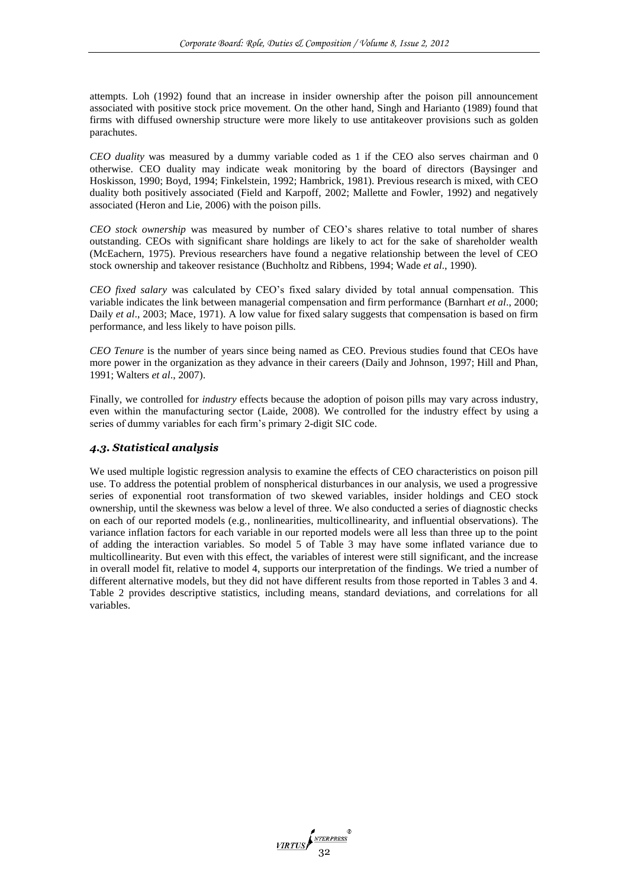attempts. Loh (1992) found that an increase in insider ownership after the poison pill announcement associated with positive stock price movement. On the other hand, Singh and Harianto (1989) found that firms with diffused ownership structure were more likely to use antitakeover provisions such as golden parachutes.

*CEO duality* was measured by a dummy variable coded as 1 if the CEO also serves chairman and 0 otherwise. CEO duality may indicate weak monitoring by the board of directors (Baysinger and Hoskisson, 1990; Boyd, 1994; Finkelstein, 1992; Hambrick, 1981). Previous research is mixed, with CEO duality both positively associated (Field and Karpoff, 2002; Mallette and Fowler, 1992) and negatively associated (Heron and Lie, 2006) with the poison pills.

*CEO stock ownership* was measured by number of CEO's shares relative to total number of shares outstanding. CEOs with significant share holdings are likely to act for the sake of shareholder wealth (McEachern, 1975). Previous researchers have found a negative relationship between the level of CEO stock ownership and takeover resistance (Buchholtz and Ribbens, 1994; Wade *et al*., 1990).

*CEO fixed salary* was calculated by CEO's fixed salary divided by total annual compensation. This variable indicates the link between managerial compensation and firm performance (Barnhart *et al*., 2000; Daily *et al*., 2003; Mace, 1971). A low value for fixed salary suggests that compensation is based on firm performance, and less likely to have poison pills.

*CEO Tenure* is the number of years since being named as CEO. Previous studies found that CEOs have more power in the organization as they advance in their careers (Daily and Johnson, 1997; Hill and Phan, 1991; Walters *et al*., 2007).

Finally, we controlled for *industry* effects because the adoption of poison pills may vary across industry, even within the manufacturing sector (Laide, 2008). We controlled for the industry effect by using a series of dummy variables for each firm's primary 2-digit SIC code.

### *4.3. Statistical analysis*

We used multiple logistic regression analysis to examine the effects of CEO characteristics on poison pill use. To address the potential problem of nonspherical disturbances in our analysis, we used a progressive series of exponential root transformation of two skewed variables, insider holdings and CEO stock ownership, until the skewness was below a level of three. We also conducted a series of diagnostic checks on each of our reported models (e.g., nonlinearities, multicollinearity, and influential observations). The variance inflation factors for each variable in our reported models were all less than three up to the point of adding the interaction variables. So model 5 of Table 3 may have some inflated variance due to multicollinearity. But even with this effect, the variables of interest were still significant, and the increase in overall model fit, relative to model 4, supports our interpretation of the findings. We tried a number of different alternative models, but they did not have different results from those reported in Tables 3 and 4. Table 2 provides descriptive statistics, including means, standard deviations, and correlations for all variables.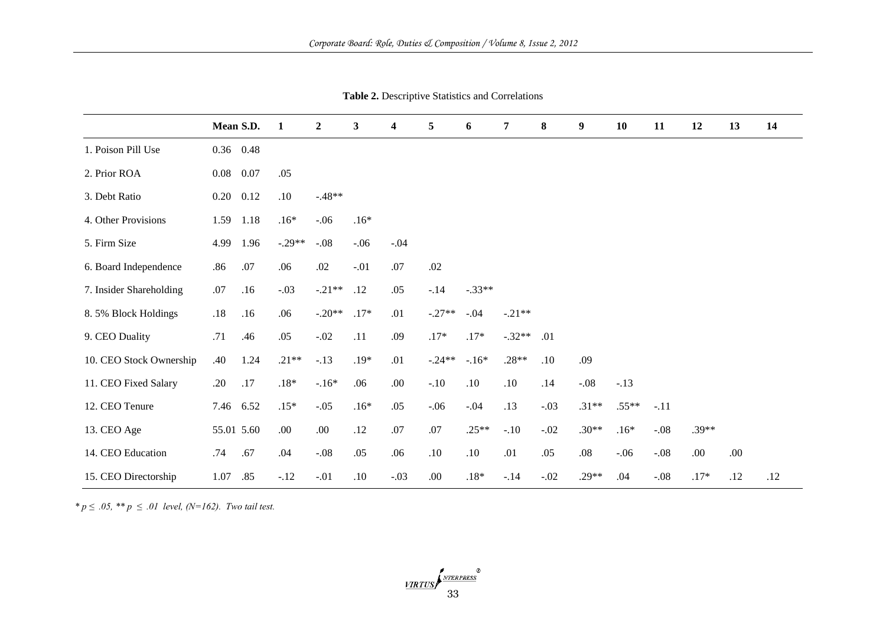**Table 2.** Descriptive Statistics and Correlations

| | Mean | S.D. | 1 | 2 | 3 | 4 | 5 | 6 | 7 | 8 | 9 | 10 | 11 | 12 | 13 | 14 |
|---|---|---|---|---|---|---|---|---|---|---|---|---|---|---|---|---|
| 1. Poison Pill Use | 0.36 | 0.48 | | | | | | | | | | | | | | |
| 2. Prior ROA | 0.08 | 0.07 | .05 | | | | | | | | | | | | | |
| 3. Debt Ratio | 0.20 | 0.12 | .10 | -.48** | | | | | | | | | | | | |
| 4. Other Provisions | 1.59 | 1.18 | .16* | -.06 | .16* | | | | | | | | | | | |
| 5. Firm Size | 4.99 | 1.96 | -.29** | -.08 | -.06 | -.04 | | | | | | | | | | |
| 6. Board Independence | .86 | .07 | .06 | .02 | -.01 | .07 | .02 | | | | | | | | | |
| 7. Insider Shareholding | .07 | .16 | -.03 | -.21** | .12 | .05 | -.14 | -.33** | | | | | | | | |
| 8. 5% Block Holdings | .18 | .16 | .06 | -.20** | .17* | .01 | -.27** | -.04 | -.21** | | | | | | | |
| 9. CEO Duality | .71 | .46 | .05 | -.02 | .11 | .09 | .17* | .17* | -.32** | .01 | | | | | | |
| 10. CEO Stock Ownership | .40 | 1.24 | .21** | -.13 | .19* | .01 | -.24** | -.16* | .28** | .10 | .09 | | | | | |
| 11. CEO Fixed Salary | .20 | .17 | .18* | -.16* | .06 | .00 | -.10 | .10 | .10 | .14 | -.08 | -.13 | | | | |
| 12. CEO Tenure | 7.46 | 6.52 | .15* | -.05 | .16* | .05 | -.06 | -.04 | .13 | -.03 | .31** | .55** | -.11 | | | |
| 13. CEO Age | 55.01 | 5.60 | .00 | .00 | .12 | .07 | .07 | .25** | -.10 | -.02 | .30** | .16* | -.08 | .39** | | |
| 14. CEO Education | .74 | .67 | .04 | -.08 | .05 | .06 | .10 | .10 | .01 | .05 | .08 | -.06 | -.08 | .00 | .00 | |
| 15. CEO Directorship | 1.07 | .85 | -.12 | -.01 | .10 | -.03 | .00 | .18* | -.14 | -.02 | .29** | .04 | -.08 | .17* | .12 | .12 |

*$* p \leq .05$, $** p \leq .01$ level, (N=162). Two tail test.*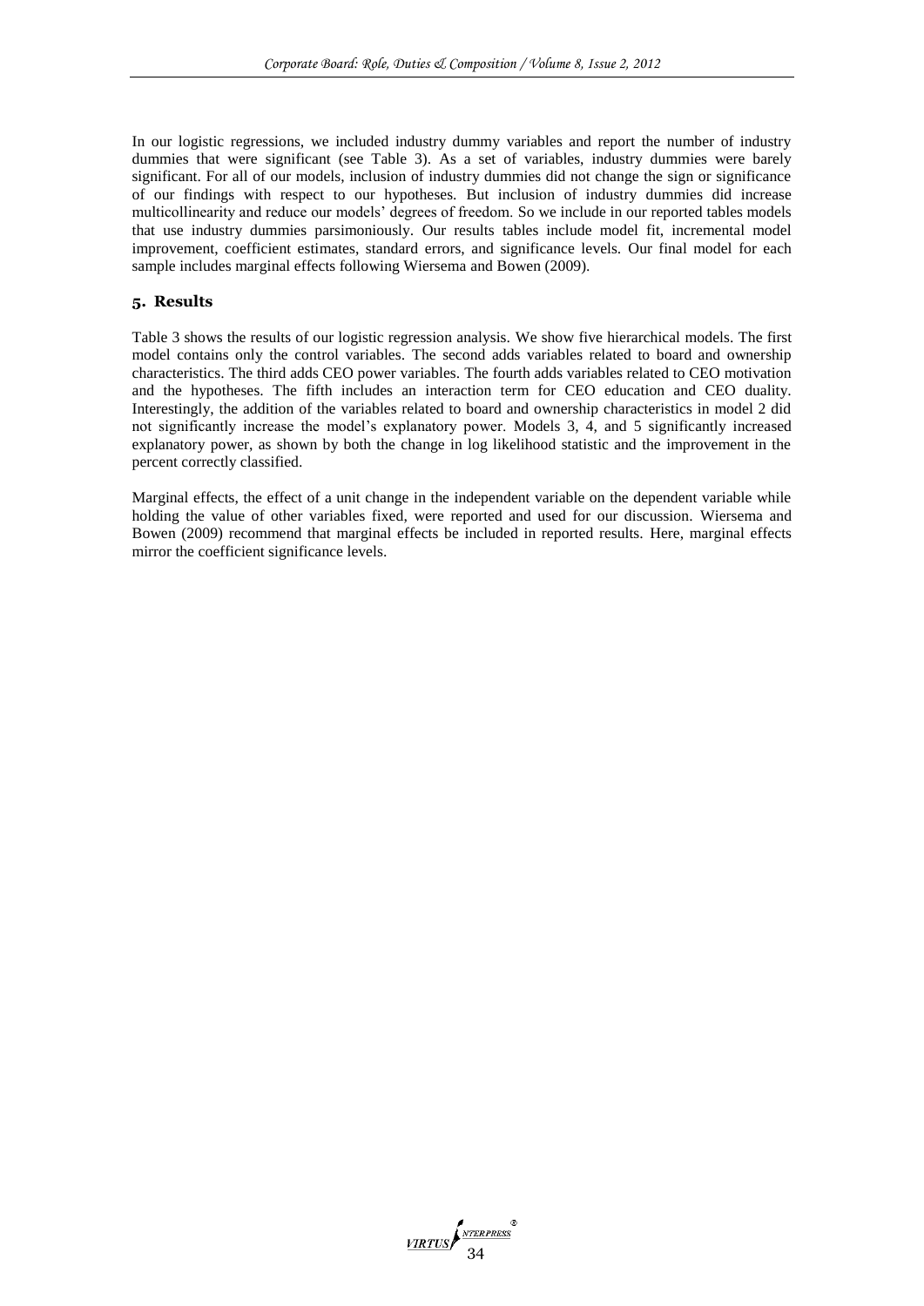In our logistic regressions, we included industry dummy variables and report the number of industry dummies that were significant (see Table 3). As a set of variables, industry dummies were barely significant. For all of our models, inclusion of industry dummies did not change the sign or significance of our findings with respect to our hypotheses. But inclusion of industry dummies did increase multicollinearity and reduce our models' degrees of freedom. So we include in our reported tables models that use industry dummies parsimoniously. Our results tables include model fit, incremental model improvement, coefficient estimates, standard errors, and significance levels. Our final model for each sample includes marginal effects following Wiersema and Bowen (2009).

## 5. Results

Table 3 shows the results of our logistic regression analysis. We show five hierarchical models. The first model contains only the control variables. The second adds variables related to board and ownership characteristics. The third adds CEO power variables. The fourth adds variables related to CEO motivation and the hypotheses. The fifth includes an interaction term for CEO education and CEO duality. Interestingly, the addition of the variables related to board and ownership characteristics in model 2 did not significantly increase the model's explanatory power. Models 3, 4, and 5 significantly increased explanatory power, as shown by both the change in log likelihood statistic and the improvement in the percent correctly classified.

Marginal effects, the effect of a unit change in the independent variable on the dependent variable while holding the value of other variables fixed, were reported and used for our discussion. Wiersema and Bowen (2009) recommend that marginal effects be included in reported results. Here, marginal effects mirror the coefficient significance levels.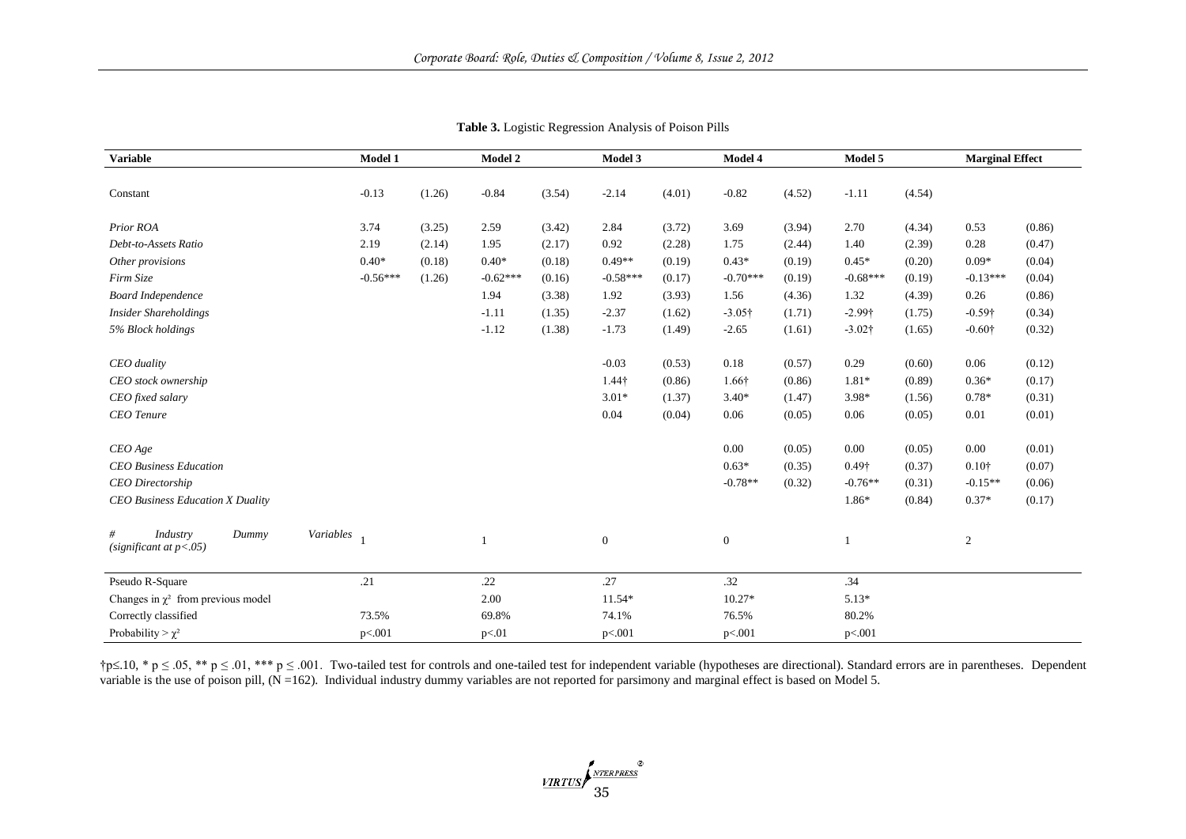**Table 3.** Logistic Regression Analysis of Poison Pills

| Variable | Model 1 | | Model 2 | | Model 3 | | Model 4 | | Model 5 | | Marginal Effect | |
|---|---|---|---|---|---|---|---|---|---|---|---|---|
| Constant | -0.13 | (1.26) | -0.84 | (3.54) | -2.14 | (4.01) | -0.82 | (4.52) | -1.11 | (4.54) | | |
| *Prior ROA* | 3.74 | (3.25) | 2.59 | (3.42) | 2.84 | (3.72) | 3.69 | (3.94) | 2.70 | (4.34) | 0.53 | (0.86) |
| *Debt-to-Assets Ratio* | 2.19 | (2.14) | 1.95 | (2.17) | 0.92 | (2.28) | 1.75 | (2.44) | 1.40 | (2.39) | 0.28 | (0.47) |
| *Other provisions* | 0.40* | (0.18) | 0.40* | (0.18) | 0.49** | (0.19) | 0.43* | (0.19) | 0.45* | (0.20) | 0.09* | (0.04) |
| *Firm Size* | -0.56*** | (1.26) | -0.62*** | (0.16) | -0.58*** | (0.17) | -0.70*** | (0.19) | -0.68*** | (0.19) | -0.13*** | (0.04) |
| *Board Independence* | | | 1.94 | (3.38) | 1.92 | (3.93) | 1.56 | (4.36) | 1.32 | (4.39) | 0.26 | (0.86) |
| *Insider Shareholdings* | | | -1.11 | (1.35) | -2.37 | (1.62) | -3.05† | (1.71) | -2.99† | (1.75) | -0.59† | (0.34) |
| *5% Block holdings* | | | -1.12 | (1.38) | -1.73 | (1.49) | -2.65 | (1.61) | -3.02† | (1.65) | -0.60† | (0.32) |
| *CEO duality* | | | | | -0.03 | (0.53) | 0.18 | (0.57) | 0.29 | (0.60) | 0.06 | (0.12) |
| *CEO stock ownership* | | | | | 1.44† | (0.86) | 1.66† | (0.86) | 1.81* | (0.89) | 0.36* | (0.17) |
| *CEO fixed salary* | | | | | 3.01* | (1.37) | 3.40* | (1.47) | 3.98* | (1.56) | 0.78* | (0.31) |
| *CEO Tenure* | | | | | 0.04 | (0.04) | 0.06 | (0.05) | 0.06 | (0.05) | 0.01 | (0.01) |
| *CEO Age* | | | | | | | 0.00 | (0.05) | 0.00 | (0.05) | 0.00 | (0.01) |
| *CEO Business Education* | | | | | | | 0.63* | (0.35) | 0.49† | (0.37) | 0.10† | (0.07) |
| *CEO Directorship* | | | | | | | -0.78** | (0.32) | -0.76** | (0.31) | -0.15** | (0.06) |
| *CEO Business Education X Duality* | | | | | | | | | 1.86* | (0.84) | 0.37* | (0.17) |
| *# Industry Dummy Variables (significant at p<.05)* | 1 | | 1 | | 0 | | 0 | | 1 | | 2 | |
| Pseudo R-Square | .21 | | .22 | | .27 | | .32 | | .34 | | | |
| Changes in $\chi^2$ from previous model | | | 2.00 | | 11.54* | | 10.27* | | 5.13* | | | |
| Correctly classified | 73.5% | | 69.8% | | 74.1% | | 76.5% | | 80.2% | | | |
| Probability > $\chi^2$ | p<.001 | | p<.01 | | p<.001 | | p<.001 | | p<.001 | | | |

†$p \leq .10$, * $p \leq .05$, ** $p \leq .01$, *** $p \leq .001$. Two-tailed test for controls and one-tailed test for independent variable (hypotheses are directional). Standard errors are in parentheses. Dependent variable is the use of poison pill, (N =162). Individual industry dummy variables are not reported for parsimony and marginal effect is based on Model 5.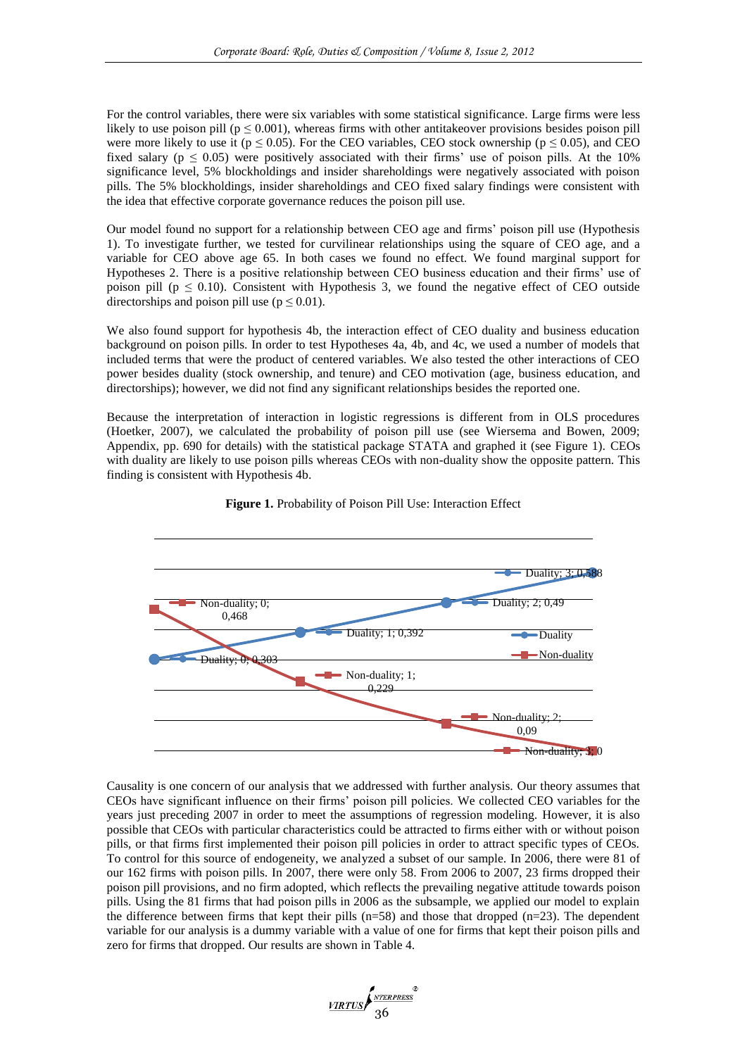For the control variables, there were six variables with some statistical significance. Large firms were less likely to use poison pill ($p \leq 0.001$), whereas firms with other antitakeover provisions besides poison pill were more likely to use it ($p \leq 0.05$). For the CEO variables, CEO stock ownership ($p \leq 0.05$), and CEO fixed salary ($p \leq 0.05$) were positively associated with their firms' use of poison pills. At the 10% significance level, 5% blockholdings and insider shareholdings were negatively associated with poison pills. The 5% blockholdings, insider shareholdings and CEO fixed salary findings were consistent with the idea that effective corporate governance reduces the poison pill use.

Our model found no support for a relationship between CEO age and firms' poison pill use (Hypothesis 1). To investigate further, we tested for curvilinear relationships using the square of CEO age, and a variable for CEO above age 65. In both cases we found no effect. We found marginal support for Hypotheses 2. There is a positive relationship between CEO business education and their firms' use of poison pill ($p \leq 0.10$). Consistent with Hypothesis 3, we found the negative effect of CEO outside directorships and poison pill use ($p \leq 0.01$).

We also found support for hypothesis 4b, the interaction effect of CEO duality and business education background on poison pills. In order to test Hypotheses 4a, 4b, and 4c, we used a number of models that included terms that were the product of centered variables. We also tested the other interactions of CEO power besides duality (stock ownership, and tenure) and CEO motivation (age, business education, and directorships); however, we did not find any significant relationships besides the reported one.

Because the interpretation of interaction in logistic regressions is different from in OLS procedures (Hoetker, 2007), we calculated the probability of poison pill use (see Wiersema and Bowen, 2009; Appendix, pp. 690 for details) with the statistical package STATA and graphed it (see Figure 1). CEOs with duality are likely to use poison pills whereas CEOs with non-duality show the opposite pattern. This finding is consistent with Hypothesis 4b.

**Figure 1.** Probability of Poison Pill Use: Interaction Effect

| | 0 | 1 | 2 | 3 |
|---|---|---|---|---|
| Duality | 0,303 | 0,392 | 0,49 | 0,588 |
| Non-duality | 0,468 | 0,229 | 0,09 | 0 |

Causality is one concern of our analysis that we addressed with further analysis. Our theory assumes that CEOs have significant influence on their firms' poison pill policies. We collected CEO variables for the years just preceding 2007 in order to meet the assumptions of regression modeling. However, it is also possible that CEOs with particular characteristics could be attracted to firms either with or without poison pills, or that firms first implemented their poison pill policies in order to attract specific types of CEOs. To control for this source of endogeneity, we analyzed a subset of our sample. In 2006, there were 81 of our 162 firms with poison pills. In 2007, there were only 58. From 2006 to 2007, 23 firms dropped their poison pill provisions, and no firm adopted, which reflects the prevailing negative attitude towards poison pills. Using the 81 firms that had poison pills in 2006 as the subsample, we applied our model to explain the difference between firms that kept their pills (n=58) and those that dropped (n=23). The dependent variable for our analysis is a dummy variable with a value of one for firms that kept their poison pills and zero for firms that dropped. Our results are shown in Table 4.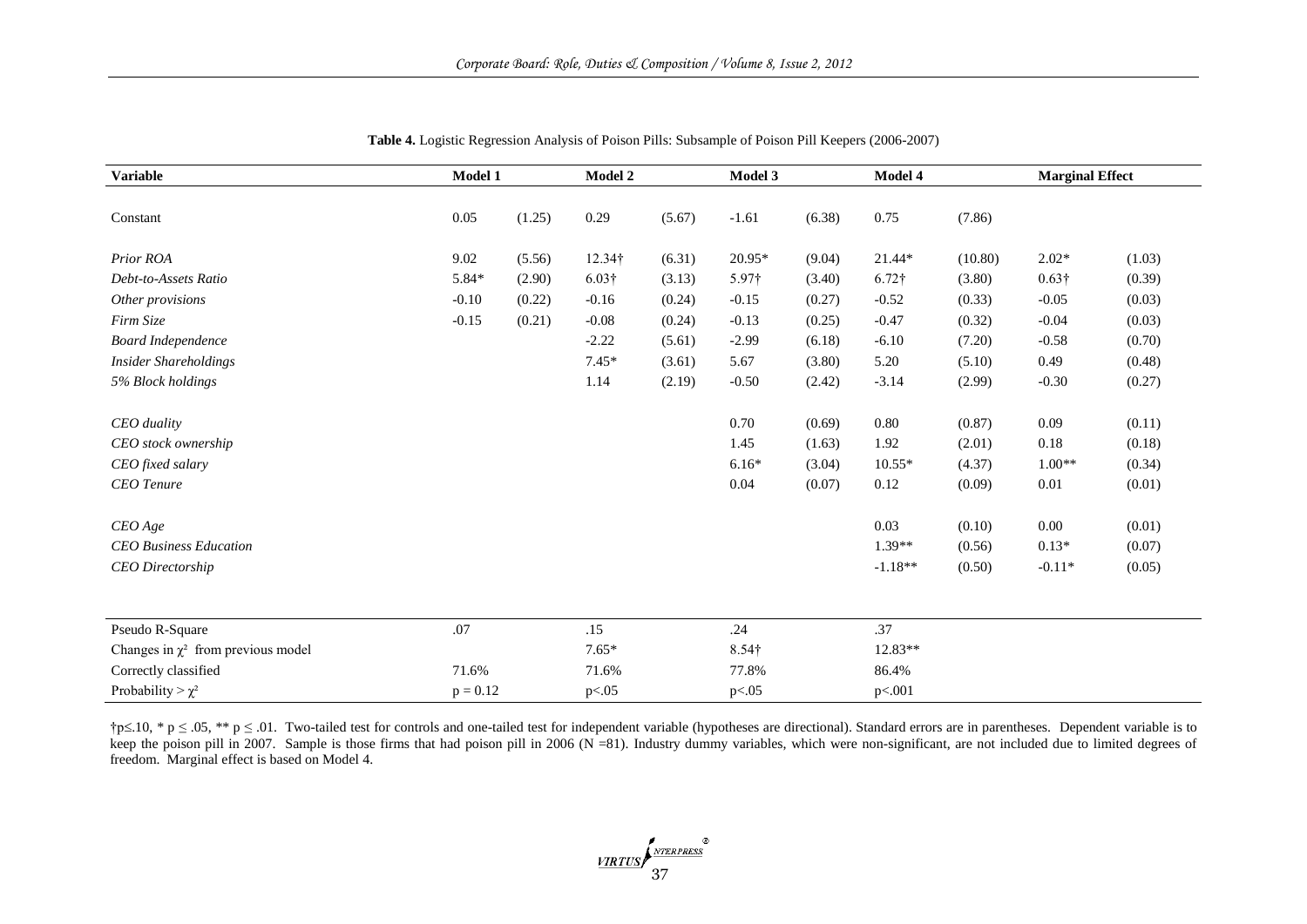**Table 4.** Logistic Regression Analysis of Poison Pills: Subsample of Poison Pill Keepers (2006-2007)

| Variable | Model 1 | | Model 2 | | Model 3 | | Model 4 | | Marginal Effect | |
|---|---|---|---|---|---|---|---|---|---|---|
| Constant | 0.05 | (1.25) | 0.29 | (5.67) | -1.61 | (6.38) | 0.75 | (7.86) | | |
| *Prior ROA* | 9.02 | (5.56) | 12.34† | (6.31) | 20.95* | (9.04) | 21.44* | (10.80) | 2.02* | (1.03) |
| *Debt-to-Assets Ratio* | 5.84* | (2.90) | 6.03† | (3.13) | 5.97† | (3.40) | 6.72† | (3.80) | 0.63† | (0.39) |
| *Other provisions* | -0.10 | (0.22) | -0.16 | (0.24) | -0.15 | (0.27) | -0.52 | (0.33) | -0.05 | (0.03) |
| *Firm Size* | -0.15 | (0.21) | -0.08 | (0.24) | -0.13 | (0.25) | -0.47 | (0.32) | -0.04 | (0.03) |
| *Board Independence* | | | -2.22 | (5.61) | -2.99 | (6.18) | -6.10 | (7.20) | -0.58 | (0.70) |
| *Insider Shareholdings* | | | 7.45* | (3.61) | 5.67 | (3.80) | 5.20 | (5.10) | 0.49 | (0.48) |
| *5% Block holdings* | | | 1.14 | (2.19) | -0.50 | (2.42) | -3.14 | (2.99) | -0.30 | (0.27) |
| *CEO duality* | | | | | 0.70 | (0.69) | 0.80 | (0.87) | 0.09 | (0.11) |
| *CEO stock ownership* | | | | | 1.45 | (1.63) | 1.92 | (2.01) | 0.18 | (0.18) |
| *CEO fixed salary* | | | | | 6.16* | (3.04) | 10.55* | (4.37) | 1.00** | (0.34) |
| *CEO Tenure* | | | | | 0.04 | (0.07) | 0.12 | (0.09) | 0.01 | (0.01) |
| *CEO Age* | | | | | | | 0.03 | (0.10) | 0.00 | (0.01) |
| *CEO Business Education* | | | | | | | 1.39** | (0.56) | 0.13* | (0.07) |
| *CEO Directorship* | | | | | | | -1.18** | (0.50) | -0.11* | (0.05) |
| Pseudo R-Square | .07 | | .15 | | .24 | | .37 | | | |
| Changes in $\chi^2$ from previous model | | | 7.65* | | 8.54† | | 12.83** | | | |
| Correctly classified | 71.6% | | 71.6% | | 77.8% | | 86.4% | | | |
| Probability > $\chi^2$ | $p = 0.12$ | | $p<.05$ | | $p<.05$ | | $p<.001$ | | | |

†$p \leq .10$, * $p \leq .05$, ** $p \leq .01$. Two-tailed test for controls and one-tailed test for independent variable (hypotheses are directional). Standard errors are in parentheses. Dependent variable is to keep the poison pill in 2007. Sample is those firms that had poison pill in 2006 (N =81). Industry dummy variables, which were non-significant, are not included due to limited degrees of freedom. Marginal effect is based on Model 4.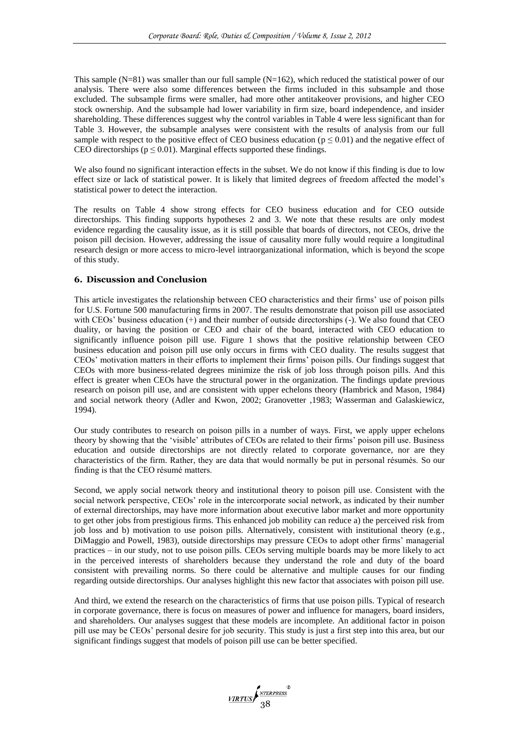This sample (N=81) was smaller than our full sample (N=162), which reduced the statistical power of our analysis. There were also some differences between the firms included in this subsample and those excluded. The subsample firms were smaller, had more other antitakeover provisions, and higher CEO stock ownership. And the subsample had lower variability in firm size, board independence, and insider shareholding. These differences suggest why the control variables in Table 4 were less significant than for Table 3. However, the subsample analyses were consistent with the results of analysis from our full sample with respect to the positive effect of CEO business education ($p \leq 0.01$) and the negative effect of CEO directorships ($p \leq 0.01$). Marginal effects supported these findings.

We also found no significant interaction effects in the subset. We do not know if this finding is due to low effect size or lack of statistical power. It is likely that limited degrees of freedom affected the model's statistical power to detect the interaction.

The results on Table 4 show strong effects for CEO business education and for CEO outside directorships. This finding supports hypotheses 2 and 3. We note that these results are only modest evidence regarding the causality issue, as it is still possible that boards of directors, not CEOs, drive the poison pill decision. However, addressing the issue of causality more fully would require a longitudinal research design or more access to micro-level intraorganizational information, which is beyond the scope of this study.

## 6. Discussion and Conclusion

This article investigates the relationship between CEO characteristics and their firms' use of poison pills for U.S. Fortune 500 manufacturing firms in 2007. The results demonstrate that poison pill use associated with CEOs' business education (+) and their number of outside directorships (-). We also found that CEO duality, or having the position or CEO and chair of the board, interacted with CEO education to significantly influence poison pill use. Figure 1 shows that the positive relationship between CEO business education and poison pill use only occurs in firms with CEO duality. The results suggest that CEOs' motivation matters in their efforts to implement their firms' poison pills. Our findings suggest that CEOs with more business-related degrees minimize the risk of job loss through poison pills. And this effect is greater when CEOs have the structural power in the organization. The findings update previous research on poison pill use, and are consistent with upper echelons theory (Hambrick and Mason, 1984) and social network theory (Adler and Kwon, 2002; Granovetter ,1983; Wasserman and Galaskiewicz, 1994).

Our study contributes to research on poison pills in a number of ways. First, we apply upper echelons theory by showing that the 'visible' attributes of CEOs are related to their firms' poison pill use. Business education and outside directorships are not directly related to corporate governance, nor are they characteristics of the firm. Rather, they are data that would normally be put in personal résumés. So our finding is that the CEO résumé matters.

Second, we apply social network theory and institutional theory to poison pill use. Consistent with the social network perspective, CEOs' role in the intercorporate social network, as indicated by their number of external directorships, may have more information about executive labor market and more opportunity to get other jobs from prestigious firms. This enhanced job mobility can reduce a) the perceived risk from job loss and b) motivation to use poison pills. Alternatively, consistent with institutional theory (e.g., DiMaggio and Powell, 1983), outside directorships may pressure CEOs to adopt other firms' managerial practices – in our study, not to use poison pills. CEOs serving multiple boards may be more likely to act in the perceived interests of shareholders because they understand the role and duty of the board consistent with prevailing norms. So there could be alternative and multiple causes for our finding regarding outside directorships. Our analyses highlight this new factor that associates with poison pill use.

And third, we extend the research on the characteristics of firms that use poison pills. Typical of research in corporate governance, there is focus on measures of power and influence for managers, board insiders, and shareholders. Our analyses suggest that these models are incomplete. An additional factor in poison pill use may be CEOs' personal desire for job security. This study is just a first step into this area, but our significant findings suggest that models of poison pill use can be better specified.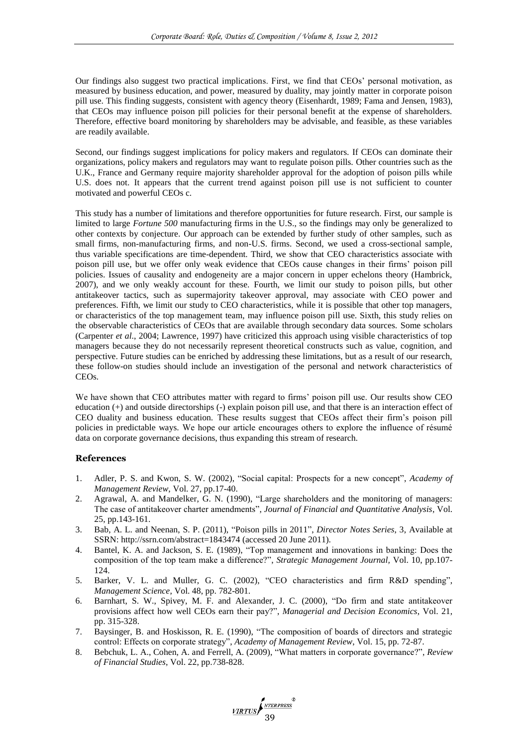Our findings also suggest two practical implications. First, we find that CEOs' personal motivation, as measured by business education, and power, measured by duality, may jointly matter in corporate poison pill use. This finding suggests, consistent with agency theory (Eisenhardt, 1989; Fama and Jensen, 1983), that CEOs may influence poison pill policies for their personal benefit at the expense of shareholders. Therefore, effective board monitoring by shareholders may be advisable, and feasible, as these variables are readily available.

Second, our findings suggest implications for policy makers and regulators. If CEOs can dominate their organizations, policy makers and regulators may want to regulate poison pills. Other countries such as the U.K., France and Germany require majority shareholder approval for the adoption of poison pills while U.S. does not. It appears that the current trend against poison pill use is not sufficient to counter motivated and powerful CEOs c.

This study has a number of limitations and therefore opportunities for future research. First, our sample is limited to large *Fortune 500* manufacturing firms in the U.S., so the findings may only be generalized to other contexts by conjecture. Our approach can be extended by further study of other samples, such as small firms, non-manufacturing firms, and non-U.S. firms. Second, we used a cross-sectional sample, thus variable specifications are time-dependent. Third, we show that CEO characteristics associate with poison pill use, but we offer only weak evidence that CEOs cause changes in their firms' poison pill policies. Issues of causality and endogeneity are a major concern in upper echelons theory (Hambrick, 2007), and we only weakly account for these. Fourth, we limit our study to poison pills, but other antitakeover tactics, such as supermajority takeover approval, may associate with CEO power and preferences. Fifth, we limit our study to CEO characteristics, while it is possible that other top managers, or characteristics of the top management team, may influence poison pill use. Sixth, this study relies on the observable characteristics of CEOs that are available through secondary data sources. Some scholars (Carpenter *et al*., 2004; Lawrence, 1997) have criticized this approach using visible characteristics of top managers because they do not necessarily represent theoretical constructs such as value, cognition, and perspective. Future studies can be enriched by addressing these limitations, but as a result of our research, these follow-on studies should include an investigation of the personal and network characteristics of CEOs.

We have shown that CEO attributes matter with regard to firms' poison pill use. Our results show CEO education (+) and outside directorships (-) explain poison pill use, and that there is an interaction effect of CEO duality and business education. These results suggest that CEOs affect their firm's poison pill policies in predictable ways. We hope our article encourages others to explore the influence of résumé data on corporate governance decisions, thus expanding this stream of research.

## References

1. Adler, P. S. and Kwon, S. W. (2002), "Social capital: Prospects for a new concept", *Academy of Management Review*, Vol. 27, pp.17-40.
2. Agrawal, A. and Mandelker, G. N. (1990), "Large shareholders and the monitoring of managers: The case of antitakeover charter amendments", *Journal of Financial and Quantitative Analysis*, Vol. 25, pp.143-161.
3. Bab, A. L. and Neenan, S. P. (2011), "Poison pills in 2011", *Director Notes Series*, 3, Available at SSRN: http://ssrn.com/abstract=1843474 (accessed 20 June 2011).
4. Bantel, K. A. and Jackson, S. E. (1989), "Top management and innovations in banking: Does the composition of the top team make a difference?", *Strategic Management Journal*, Vol. 10, pp.107-124.
5. Barker, V. L. and Muller, G. C. (2002), "CEO characteristics and firm R&D spending", *Management Science*, Vol. 48, pp. 782-801.
6. Barnhart, S. W., Spivey, M. F. and Alexander, J. C. (2000), "Do firm and state antitakeover provisions affect how well CEOs earn their pay?", *Managerial and Decision Economics*, Vol. 21, pp. 315-328.
7. Baysinger, B. and Hoskisson, R. E. (1990), "The composition of boards of directors and strategic control: Effects on corporate strategy", *Academy of Management Review*, Vol. 15, pp. 72-87.
8. Bebchuk, L. A., Cohen, A. and Ferrell, A. (2009), "What matters in corporate governance?", *Review of Financial Studies*, Vol. 22, pp.738-828.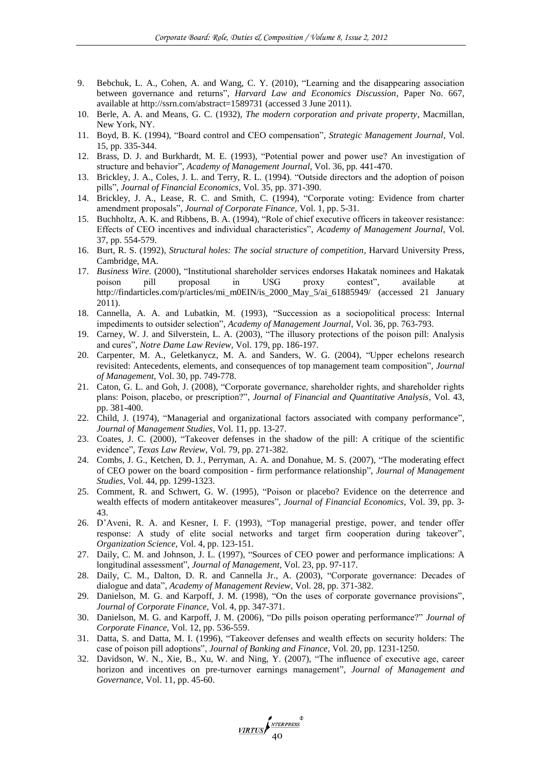9. Bebchuk, L. A., Cohen, A. and Wang, C. Y. (2010), "Learning and the disappearing association between governance and returns", *Harvard Law and Economics Discussion*, Paper No. 667, available at http://ssrn.com/abstract=1589731 (accessed 3 June 2011).
10. Berle, A. A. and Means, G. C. (1932), *The modern corporation and private property*, Macmillan, New York, NY.
11. Boyd, B. K. (1994), "Board control and CEO compensation", *Strategic Management Journal*, Vol. 15, pp. 335-344.
12. Brass, D. J. and Burkhardt, M. E. (1993), "Potential power and power use? An investigation of structure and behavior", *Academy of Management Journal*, Vol. 36, pp. 441-470.
13. Brickley, J. A., Coles, J. L. and Terry, R. L. (1994). "Outside directors and the adoption of poison pills", *Journal of Financial Economics*, Vol. 35, pp. 371-390.
14. Brickley, J. A., Lease, R. C. and Smith, C. (1994), "Corporate voting: Evidence from charter amendment proposals", *Journal of Corporate Finance*, Vol. 1, pp. 5-31.
15. Buchholtz, A. K. and Ribbens, B. A. (1994), "Role of chief executive officers in takeover resistance: Effects of CEO incentives and individual characteristics", *Academy of Management Journal*, Vol. 37, pp. 554-579.
16. Burt, R. S. (1992), *Structural holes: The social structure of competition*, Harvard University Press, Cambridge, MA.
17. *Business Wire.* (2000), "Institutional shareholder services endorses Hakatak nominees and Hakatak poison pill proposal in USG proxy contest", available at http://findarticles.com/p/articles/mi_m0EIN/is_2000_May_5/ai_61885949/ (accessed 21 January 2011).
18. Cannella, A. A. and Lubatkin, M. (1993), "Succession as a sociopolitical process: Internal impediments to outsider selection", *Academy of Management Journal*, Vol. 36, pp. 763-793.
19. Carney, W. J. and Silverstein, L. A. (2003), "The illusory protections of the poison pill: Analysis and cures", *Notre Dame Law Review*, Vol. 179, pp. 186-197.
20. Carpenter, M. A., Geletkanycz, M. A. and Sanders, W. G. (2004), "Upper echelons research revisited: Antecedents, elements, and consequences of top management team composition", *Journal of Management*, Vol. 30, pp. 749-778.
21. Caton, G. L. and Goh, J. (2008), "Corporate governance, shareholder rights, and shareholder rights plans: Poison, placebo, or prescription?", *Journal of Financial and Quantitative Analysis*, Vol. 43, pp. 381-400.
22. Child, J. (1974), "Managerial and organizational factors associated with company performance", *Journal of Management Studies*, Vol. 11, pp. 13-27.
23. Coates, J. C. (2000), "Takeover defenses in the shadow of the pill: A critique of the scientific evidence", *Texas Law Review*, Vol. 79, pp. 271-382.
24. Combs, J. G., Ketchen, D. J., Perryman, A. A. and Donahue, M. S. (2007), "The moderating effect of CEO power on the board composition - firm performance relationship", *Journal of Management Studies*, Vol. 44, pp. 1299-1323.
25. Comment, R. and Schwert, G. W. (1995), "Poison or placebo? Evidence on the deterrence and wealth effects of modern antitakeover measures", *Journal of Financial Economics*, Vol. 39, pp. 3-43.
26. D'Aveni, R. A. and Kesner, I. F. (1993), "Top managerial prestige, power, and tender offer response: A study of elite social networks and target firm cooperation during takeover", *Organization Science*, Vol. 4, pp. 123-151.
27. Daily, C. M. and Johnson, J. L. (1997), "Sources of CEO power and performance implications: A longitudinal assessment", *Journal of Management*, Vol. 23, pp. 97-117.
28. Daily, C. M., Dalton, D. R. and Cannella Jr., A. (2003), "Corporate governance: Decades of dialogue and data", *Academy of Management Review*, Vol. 28, pp. 371-382.
29. Danielson, M. G. and Karpoff, J. M. (1998), "On the uses of corporate governance provisions", *Journal of Corporate Finance*, Vol. 4, pp. 347-371.
30. Danielson, M. G. and Karpoff, J. M. (2006), "Do pills poison operating performance?" *Journal of Corporate Finance*, Vol. 12, pp. 536-559.
31. Datta, S. and Datta, M. I. (1996), "Takeover defenses and wealth effects on security holders: The case of poison pill adoptions", *Journal of Banking and Finance*, Vol. 20, pp. 1231-1250.
32. Davidson, W. N., Xie, B., Xu, W. and Ning, Y. (2007), "The influence of executive age, career horizon and incentives on pre-turnover earnings management", *Journal of Management and Governance*, Vol. 11, pp. 45-60.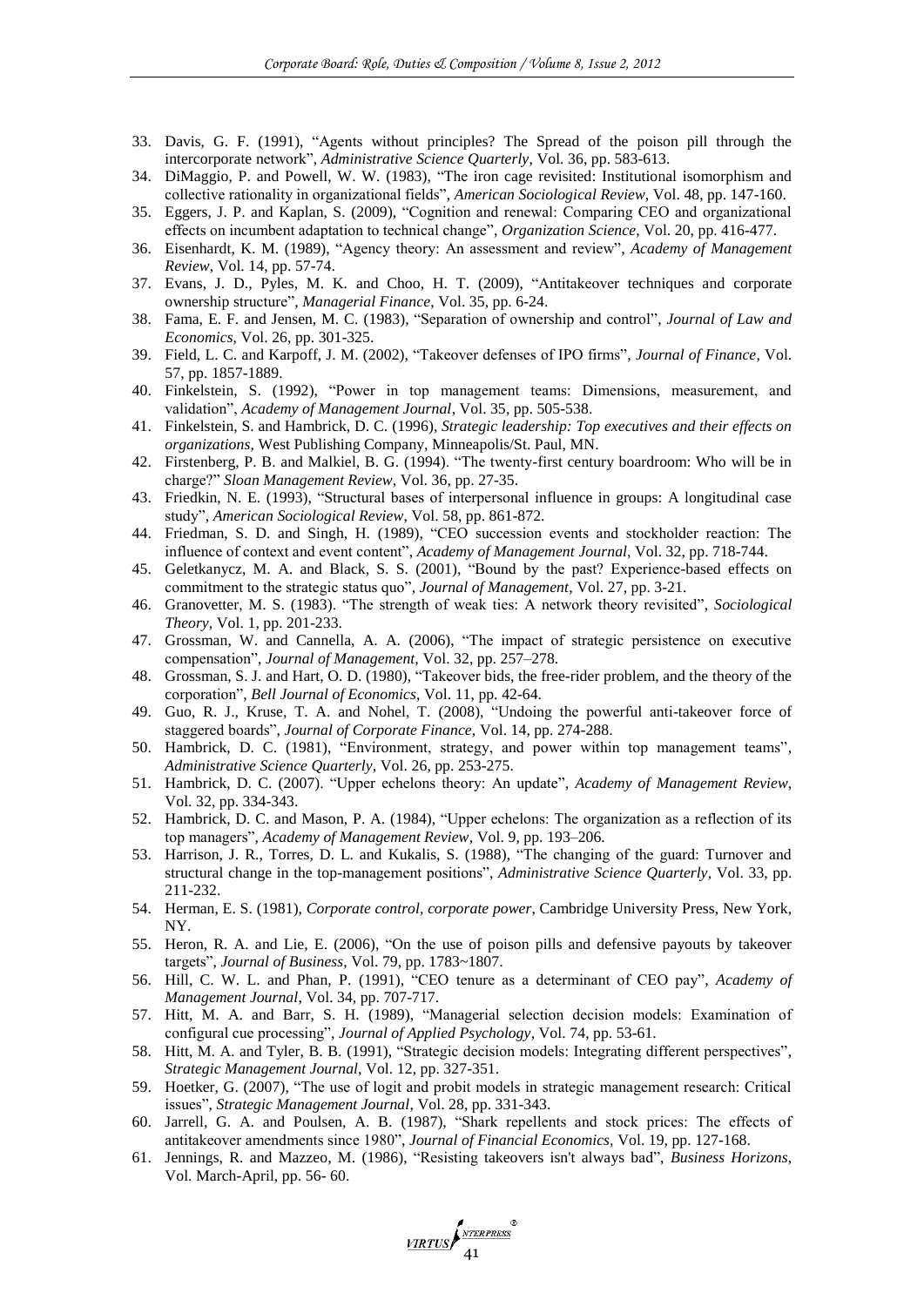33. Davis, G. F. (1991), "Agents without principles? The Spread of the poison pill through the intercorporate network", *Administrative Science Quarterly*, Vol. 36, pp. 583-613.
34. DiMaggio, P. and Powell, W. W. (1983), "The iron cage revisited: Institutional isomorphism and collective rationality in organizational fields", *American Sociological Review*, Vol. 48, pp. 147-160.
35. Eggers, J. P. and Kaplan, S. (2009), "Cognition and renewal: Comparing CEO and organizational effects on incumbent adaptation to technical change", *Organization Science*, Vol. 20, pp. 416-477.
36. Eisenhardt, K. M. (1989), "Agency theory: An assessment and review", *Academy of Management Review*, Vol. 14, pp. 57-74.
37. Evans, J. D., Pyles, M. K. and Choo, H. T. (2009), "Antitakeover techniques and corporate ownership structure", *Managerial Finance*, Vol. 35, pp. 6-24.
38. Fama, E. F. and Jensen, M. C. (1983), "Separation of ownership and control", *Journal of Law and Economics*, Vol. 26, pp. 301-325.
39. Field, L. C. and Karpoff, J. M. (2002), "Takeover defenses of IPO firms", *Journal of Finance*, Vol. 57, pp. 1857-1889.
40. Finkelstein, S. (1992), "Power in top management teams: Dimensions, measurement, and validation", *Academy of Management Journal*, Vol. 35, pp. 505-538.
41. Finkelstein, S. and Hambrick, D. C. (1996), *Strategic leadership: Top executives and their effects on organizations*, West Publishing Company, Minneapolis/St. Paul, MN.
42. Firstenberg, P. B. and Malkiel, B. G. (1994). "The twenty-first century boardroom: Who will be in charge?" *Sloan Management Review*, Vol. 36, pp. 27-35.
43. Friedkin, N. E. (1993), "Structural bases of interpersonal influence in groups: A longitudinal case study", *American Sociological Review*, Vol. 58, pp. 861-872.
44. Friedman, S. D. and Singh, H. (1989), "CEO succession events and stockholder reaction: The influence of context and event content", *Academy of Management Journal*, Vol. 32, pp. 718-744.
45. Geletkanycz, M. A. and Black, S. S. (2001), "Bound by the past? Experience-based effects on commitment to the strategic status quo", *Journal of Management*, Vol. 27, pp. 3-21.
46. Granovetter, M. S. (1983). "The strength of weak ties: A network theory revisited", *Sociological Theory*, Vol. 1, pp. 201-233.
47. Grossman, W. and Cannella, A. A. (2006), "The impact of strategic persistence on executive compensation", *Journal of Management*, Vol. 32, pp. 257–278.
48. Grossman, S. J. and Hart, O. D. (1980), "Takeover bids, the free-rider problem, and the theory of the corporation", *Bell Journal of Economics*, Vol. 11, pp. 42-64.
49. Guo, R. J., Kruse, T. A. and Nohel, T. (2008), "Undoing the powerful anti-takeover force of staggered boards", *Journal of Corporate Finance*, Vol. 14, pp. 274-288.
50. Hambrick, D. C. (1981), "Environment, strategy, and power within top management teams", *Administrative Science Quarterly*, Vol. 26, pp. 253-275.
51. Hambrick, D. C. (2007). "Upper echelons theory: An update", *Academy of Management Review*, Vol. 32, pp. 334-343.
52. Hambrick, D. C. and Mason, P. A. (1984), "Upper echelons: The organization as a reflection of its top managers", *Academy of Management Review*, Vol. 9, pp. 193–206.
53. Harrison, J. R., Torres, D. L. and Kukalis, S. (1988), "The changing of the guard: Turnover and structural change in the top-management positions", *Administrative Science Quarterly*, Vol. 33, pp. 211-232.
54. Herman, E. S. (1981), *Corporate control, corporate power*, Cambridge University Press, New York, NY.
55. Heron, R. A. and Lie, E. (2006), "On the use of poison pills and defensive payouts by takeover targets", *Journal of Business*, Vol. 79, pp. 1783~1807.
56. Hill, C. W. L. and Phan, P. (1991), "CEO tenure as a determinant of CEO pay", *Academy of Management Journal*, Vol. 34, pp. 707-717.
57. Hitt, M. A. and Barr, S. H. (1989), "Managerial selection decision models: Examination of configural cue processing", *Journal of Applied Psychology*, Vol. 74, pp. 53-61.
58. Hitt, M. A. and Tyler, B. B. (1991), "Strategic decision models: Integrating different perspectives", *Strategic Management Journal*, Vol. 12, pp. 327-351.
59. Hoetker, G. (2007), "The use of logit and probit models in strategic management research: Critical issues", *Strategic Management Journal*, Vol. 28, pp. 331-343.
60. Jarrell, G. A. and Poulsen, A. B. (1987), "Shark repellents and stock prices: The effects of antitakeover amendments since 1980", *Journal of Financial Economics*, Vol. 19, pp. 127-168.
61. Jennings, R. and Mazzeo, M. (1986), "Resisting takeovers isn't always bad", *Business Horizons*, Vol. March-April, pp. 56- 60.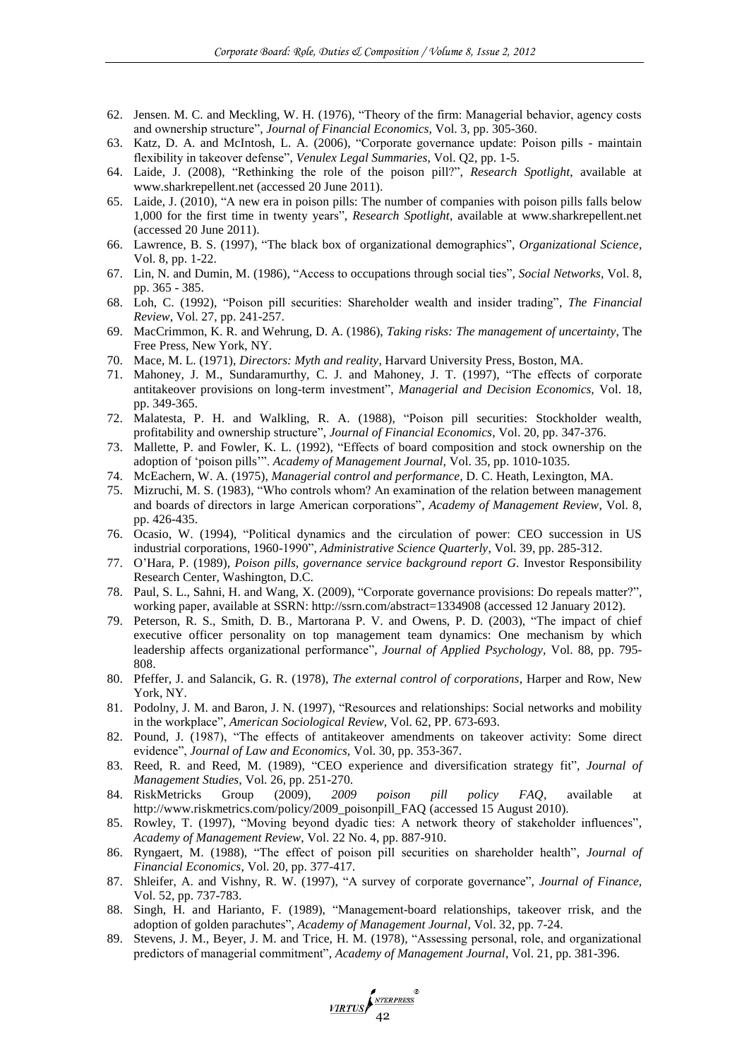62. Jensen. M. C. and Meckling, W. H. (1976), "Theory of the firm: Managerial behavior, agency costs and ownership structure", *Journal of Financial Economics,* Vol. 3, pp. 305-360.
63. Katz, D. A. and McIntosh, L. A. (2006), "Corporate governance update: Poison pills - maintain flexibility in takeover defense", *Venulex Legal Summaries,* Vol. Q2, pp. 1-5.
64. Laide, J. (2008), "Rethinking the role of the poison pill?", *Research Spotlight*, available at www.sharkrepellent.net (accessed 20 June 2011).
65. Laide, J. (2010), "A new era in poison pills: The number of companies with poison pills falls below 1,000 for the first time in twenty years", *Research Spotlight*, available at www.sharkrepellent.net (accessed 20 June 2011).
66. Lawrence, B. S. (1997), "The black box of organizational demographics", *Organizational Science*, Vol. 8, pp. 1-22.
67. Lin, N. and Dumin, M. (1986), "Access to occupations through social ties", *Social Networks,* Vol. 8, pp. 365 - 385.
68. Loh, C. (1992), "Poison pill securities: Shareholder wealth and insider trading", *The Financial Review*, Vol. 27, pp. 241-257.
69. MacCrimmon, K. R. and Wehrung, D. A. (1986), *Taking risks: The management of uncertainty*, The Free Press, New York, NY.
70. Mace, M. L. (1971), *Directors: Myth and reality,* Harvard University Press, Boston, MA.
71. Mahoney, J. M., Sundaramurthy, C. J. and Mahoney, J. T. (1997), "The effects of corporate antitakeover provisions on long-term investment", *Managerial and Decision Economics,* Vol. 18, pp. 349-365.
72. Malatesta, P. H. and Walkling, R. A. (1988), "Poison pill securities: Stockholder wealth, profitability and ownership structure", *Journal of Financial Economics*, Vol. 20, pp. 347-376.
73. Mallette, P. and Fowler, K. L. (1992), "Effects of board composition and stock ownership on the adoption of 'poison pills'". *Academy of Management Journal,* Vol. 35, pp. 1010-1035.
74. McEachern, W. A. (1975), *Managerial control and performance,* D. C. Heath, Lexington, MA.
75. Mizruchi, M. S. (1983), "Who controls whom? An examination of the relation between management and boards of directors in large American corporations", *Academy of Management Review*, Vol. 8, pp. 426-435.
76. Ocasio, W. (1994), "Political dynamics and the circulation of power: CEO succession in US industrial corporations, 1960-1990", *Administrative Science Quarterly*, Vol. 39, pp. 285-312.
77. O'Hara, P. (1989), *Poison pills, governance service background report G*. Investor Responsibility Research Center, Washington, D.C.
78. Paul, S. L., Sahni, H. and Wang, X. (2009), "Corporate governance provisions: Do repeals matter?", working paper, available at SSRN: http://ssrn.com/abstract=1334908 (accessed 12 January 2012).
79. Peterson, R. S., Smith, D. B., Martorana P. V. and Owens, P. D. (2003), "The impact of chief executive officer personality on top management team dynamics: One mechanism by which leadership affects organizational performance", *Journal of Applied Psychology,* Vol. 88, pp. 795-808.
80. Pfeffer, J. and Salancik, G. R. (1978), *The external control of corporations,* Harper and Row, New York, NY.
81. Podolny, J. M. and Baron, J. N. (1997), "Resources and relationships: Social networks and mobility in the workplace", *American Sociological Review,* Vol. 62, PP. 673-693.
82. Pound, J. (1987), "The effects of antitakeover amendments on takeover activity: Some direct evidence", *Journal of Law and Economics,* Vol. 30, pp. 353-367.
83. Reed, R. and Reed, M. (1989), "CEO experience and diversification strategy fit", *Journal of Management Studies*, Vol. 26, pp. 251-270.
84. RiskMetricks Group (2009), *2009 poison pill policy FAQ*, available at http://www.riskmetrics.com/policy/2009_poisonpill_FAQ (accessed 15 August 2010).
85. Rowley, T. (1997), "Moving beyond dyadic ties: A network theory of stakeholder influences", *Academy of Management Review*, Vol. 22 No. 4, pp. 887-910.
86. Ryngaert, M. (1988), "The effect of poison pill securities on shareholder health", *Journal of Financial Economics*, Vol. 20, pp. 377-417.
87. Shleifer, A. and Vishny, R. W. (1997), "A survey of corporate governance", *Journal of Finance,* Vol. 52, pp. 737-783.
88. Singh, H. and Harianto, F. (1989), "Management-board relationships, takeover rrisk, and the adoption of golden parachutes", *Academy of Management Journal*, Vol. 32, pp. 7-24.
89. Stevens, J. M., Beyer, J. M. and Trice, H. M. (1978), "Assessing personal, role, and organizational predictors of managerial commitment", *Academy of Management Journal*, Vol. 21, pp. 381-396.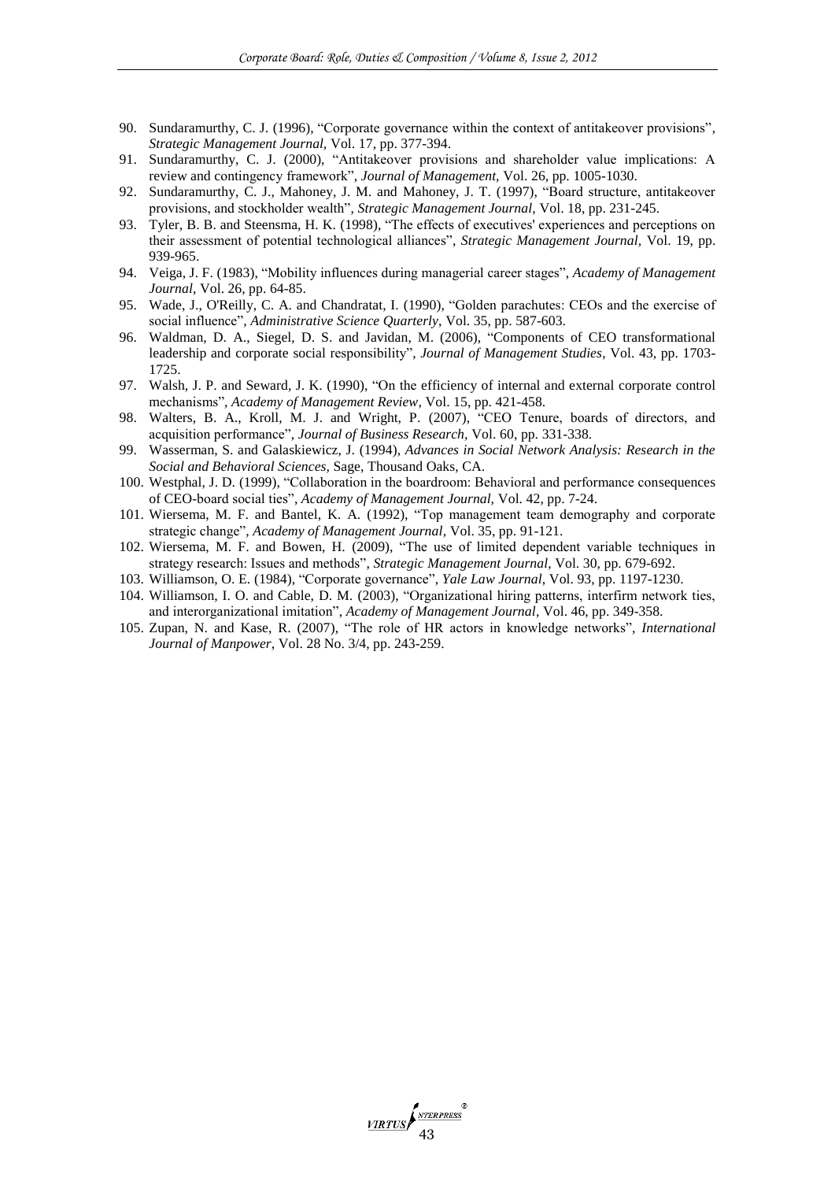90. Sundaramurthy, C. J. (1996), "Corporate governance within the context of antitakeover provisions", *Strategic Management Journal,* Vol. 17, pp. 377-394.
91. Sundaramurthy, C. J. (2000), "Antitakeover provisions and shareholder value implications: A review and contingency framework", *Journal of Management,* Vol. 26, pp. 1005-1030.
92. Sundaramurthy, C. J., Mahoney, J. M. and Mahoney, J. T. (1997), "Board structure, antitakeover provisions, and stockholder wealth", *Strategic Management Journal,* Vol. 18, pp. 231-245.
93. Tyler, B. B. and Steensma, H. K. (1998), "The effects of executives' experiences and perceptions on their assessment of potential technological alliances", *Strategic Management Journal,* Vol. 19, pp. 939-965.
94. Veiga, J. F. (1983), "Mobility influences during managerial career stages", *Academy of Management Journal*, Vol. 26, pp. 64-85.
95. Wade, J., O'Reilly, C. A. and Chandratat, I. (1990), "Golden parachutes: CEOs and the exercise of social influence", *Administrative Science Quarterly*, Vol. 35, pp. 587-603.
96. Waldman, D. A., Siegel, D. S. and Javidan, M. (2006), "Components of CEO transformational leadership and corporate social responsibility", *Journal of Management Studies*, Vol. 43, pp. 1703-1725.
97. Walsh, J. P. and Seward, J. K. (1990), "On the efficiency of internal and external corporate control mechanisms", *Academy of Management Review,* Vol. 15, pp. 421-458.
98. Walters, B. A., Kroll, M. J. and Wright, P. (2007), "CEO Tenure, boards of directors, and acquisition performance", *Journal of Business Research,* Vol. 60, pp. 331-338.
99. Wasserman, S. and Galaskiewicz, J. (1994), *Advances in Social Network Analysis: Research in the Social and Behavioral Sciences,* Sage, Thousand Oaks, CA.
100. Westphal, J. D. (1999), "Collaboration in the boardroom: Behavioral and performance consequences of CEO-board social ties", *Academy of Management Journal,* Vol. 42, pp. 7-24.
101. Wiersema, M. F. and Bantel, K. A. (1992), "Top management team demography and corporate strategic change", *Academy of Management Journal*, Vol. 35, pp. 91-121.
102. Wiersema, M. F. and Bowen, H. (2009), "The use of limited dependent variable techniques in strategy research: Issues and methods", *Strategic Management Journal*, Vol. 30, pp. 679-692.
103. Williamson, O. E. (1984), "Corporate governance", *Yale Law Journal*, Vol. 93, pp. 1197-1230.
104. Williamson, I. O. and Cable, D. M. (2003), "Organizational hiring patterns, interfirm network ties, and interorganizational imitation", *Academy of Management Journal*, Vol. 46, pp. 349-358.
105. Zupan, N. and Kase, R. (2007), "The role of HR actors in knowledge networks", *International Journal of Manpower*, Vol. 28 No. 3/4, pp. 243-259.